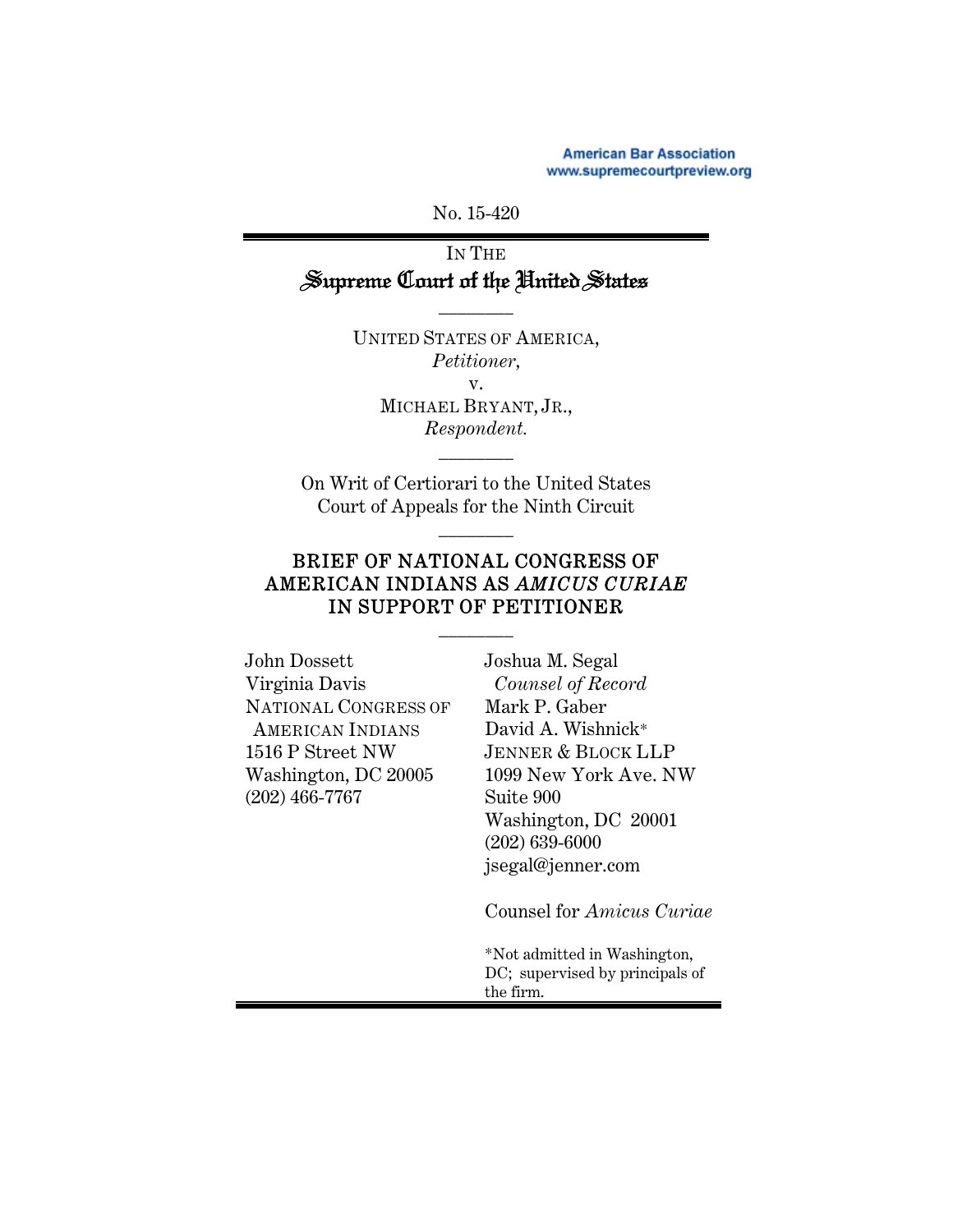American Bar Association
www.supremecourtpreview.org

No. 15-420

IN THE
**Supreme Court of the United States**

————

UNITED STATES OF AMERICA,
*Petitioner*,
v.
MICHAEL BRYANT, JR.,
*Respondent.*

————

On Writ of Certiorari to the United States Court of Appeals for the Ninth Circuit

————

## BRIEF OF NATIONAL CONGRESS OF AMERICAN INDIANS AS *AMICUS CURIAE* IN SUPPORT OF PETITIONER

————

John Dossett
Virginia Davis
NATIONAL CONGRESS OF AMERICAN INDIANS
1516 P Street NW
Washington, DC 20005
(202) 466-7767

Joshua M. Segal
*Counsel of Record*
Mark P. Gaber
David A. Wishnick*
JENNER & BLOCK LLP
1099 New York Ave. NW
Suite 900
Washington, DC 20001
(202) 639-6000
jsegal@jenner.com

Counsel for *Amicus Curiae*

*Not admitted in Washington, DC; supervised by principals of the firm.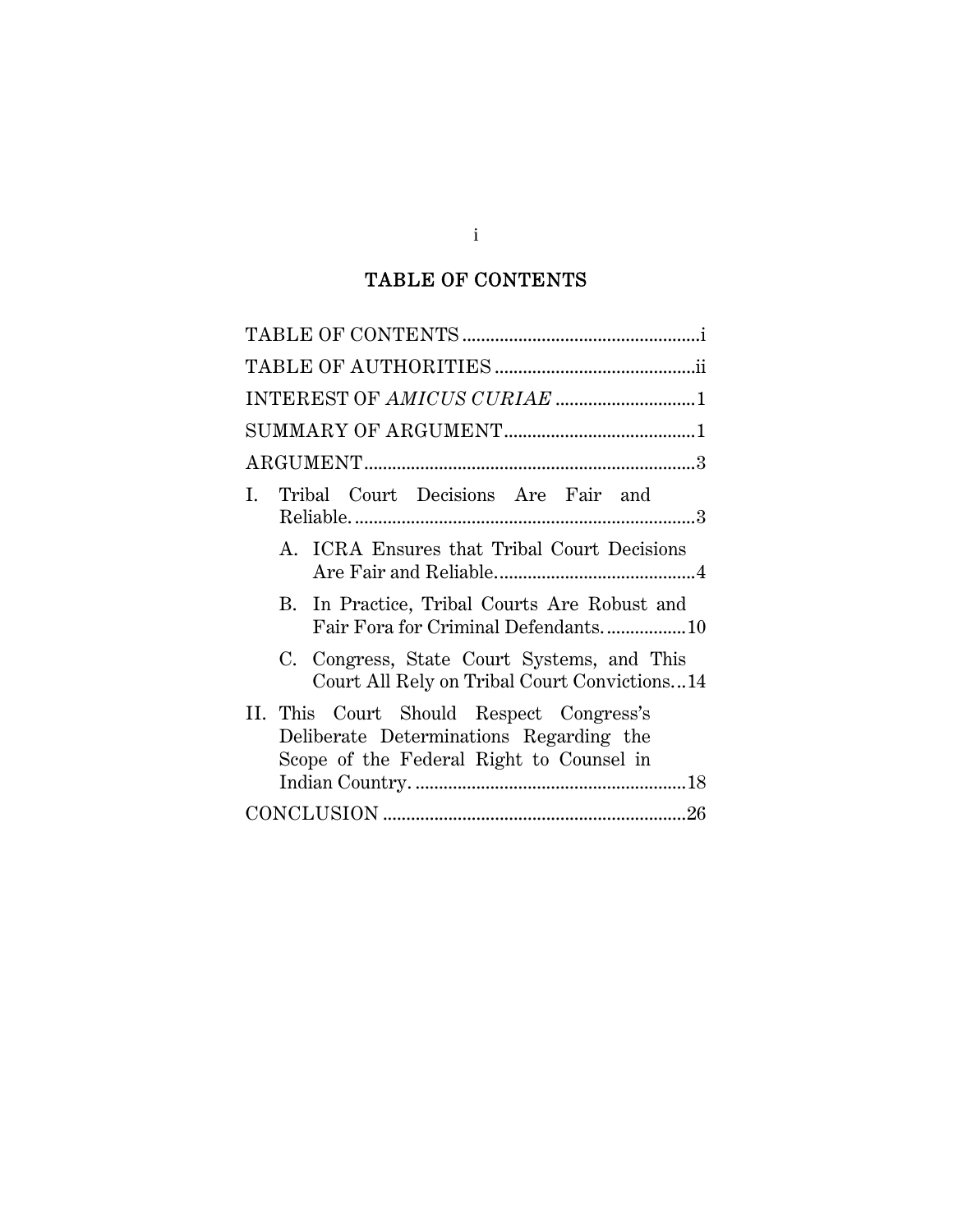## TABLE OF CONTENTS

TABLE OF CONTENTS .................................................. i

TABLE OF AUTHORITIES .......................................... ii

INTEREST OF *AMICUS CURIAE* ............................. 1

SUMMARY OF ARGUMENT ......................................... 1

ARGUMENT ...................................................................... 3

I. Tribal Court Decisions Are Fair and Reliable. ........................................................................ 3

   A. ICRA Ensures that Tribal Court Decisions Are Fair and Reliable. ......................................... 4

   B. In Practice, Tribal Courts Are Robust and Fair Fora for Criminal Defendants. ................. 10

   C. Congress, State Court Systems, and This Court All Rely on Tribal Court Convictions... 14

II. This Court Should Respect Congress's Deliberate Determinations Regarding the Scope of the Federal Right to Counsel in Indian Country. .......................................................... 18

CONCLUSION ................................................................ 26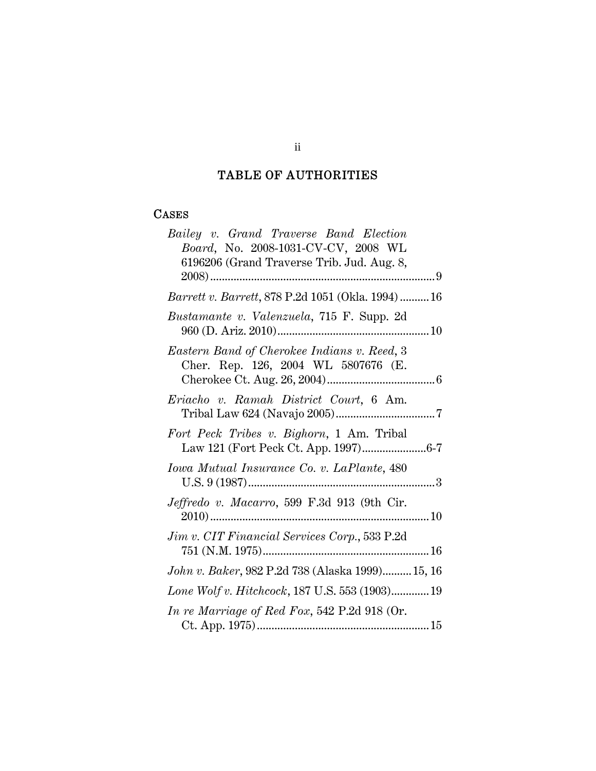## TABLE OF AUTHORITIES

### CASES

*Bailey v. Grand Traverse Band Election Board*, No. 2008-1031-CV-CV, 2008 WL 6196206 (Grand Traverse Trib. Jud. Aug. 8, 2008) .......... 9

*Barrett v. Barrett*, 878 P.2d 1051 (Okla. 1994) .......... 16

*Bustamante v. Valenzuela*, 715 F. Supp. 2d 960 (D. Ariz. 2010) .......... 10

*Eastern Band of Cherokee Indians v. Reed*, 3 Cher. Rep. 126, 2004 WL 5807676 (E. Cherokee Ct. Aug. 26, 2004) .......... 6

*Eriacho v. Ramah District Court*, 6 Am. Tribal Law 624 (Navajo 2005) .......... 7

*Fort Peck Tribes v. Bighorn*, 1 Am. Tribal Law 121 (Fort Peck Ct. App. 1997) .......... 6-7

*Iowa Mutual Insurance Co. v. LaPlante*, 480 U.S. 9 (1987) .......... 3

*Jeffredo v. Macarro*, 599 F.3d 913 (9th Cir. 2010) .......... 10

*Jim v. CIT Financial Services Corp.*, 533 P.2d 751 (N.M. 1975) .......... 16

*John v. Baker*, 982 P.2d 738 (Alaska 1999) .......... 15, 16

*Lone Wolf v. Hitchcock*, 187 U.S. 553 (1903) .......... 19

*In re Marriage of Red Fox*, 542 P.2d 918 (Or. Ct. App. 1975) .......... 15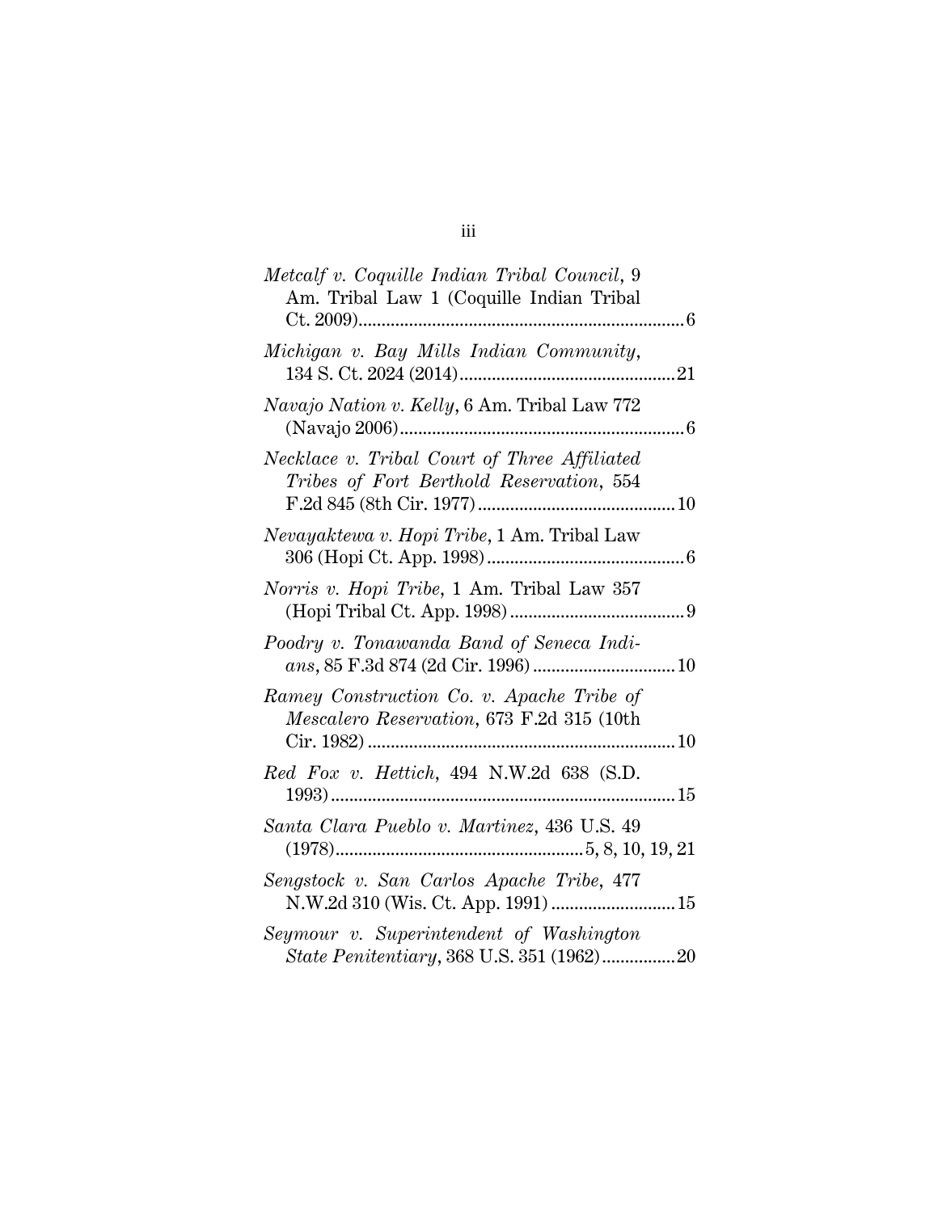*Metcalf v. Coquille Indian Tribal Council*, 9 Am. Tribal Law 1 (Coquille Indian Tribal Ct. 2009)........................................................................6

*Michigan v. Bay Mills Indian Community*, 134 S. Ct. 2024 (2014)..............................................21

*Navajo Nation v. Kelly*, 6 Am. Tribal Law 772 (Navajo 2006)..............................................................6

*Necklace v. Tribal Court of Three Affiliated Tribes of Fort Berthold Reservation*, 554 F.2d 845 (8th Cir. 1977)...........................................10

*Nevayaktewa v. Hopi Tribe*, 1 Am. Tribal Law 306 (Hopi Ct. App. 1998)...........................................6

*Norris v. Hopi Tribe*, 1 Am. Tribal Law 357 (Hopi Tribal Ct. App. 1998)......................................9

*Poodry v. Tonawanda Band of Seneca Indians*, 85 F.3d 874 (2d Cir. 1996)...............................10

*Ramey Construction Co. v. Apache Tribe of Mescalero Reservation*, 673 F.2d 315 (10th Cir. 1982)...................................................................10

*Red Fox v. Hettich*, 494 N.W.2d 638 (S.D. 1993)...........................................................................15

*Santa Clara Pueblo v. Martinez*, 436 U.S. 49 (1978)......................................................5, 8, 10, 19, 21

*Sengstock v. San Carlos Apache Tribe*, 477 N.W.2d 310 (Wis. Ct. App. 1991)...........................15

*Seymour v. Superintendent of Washington State Penitentiary*, 368 U.S. 351 (1962)................20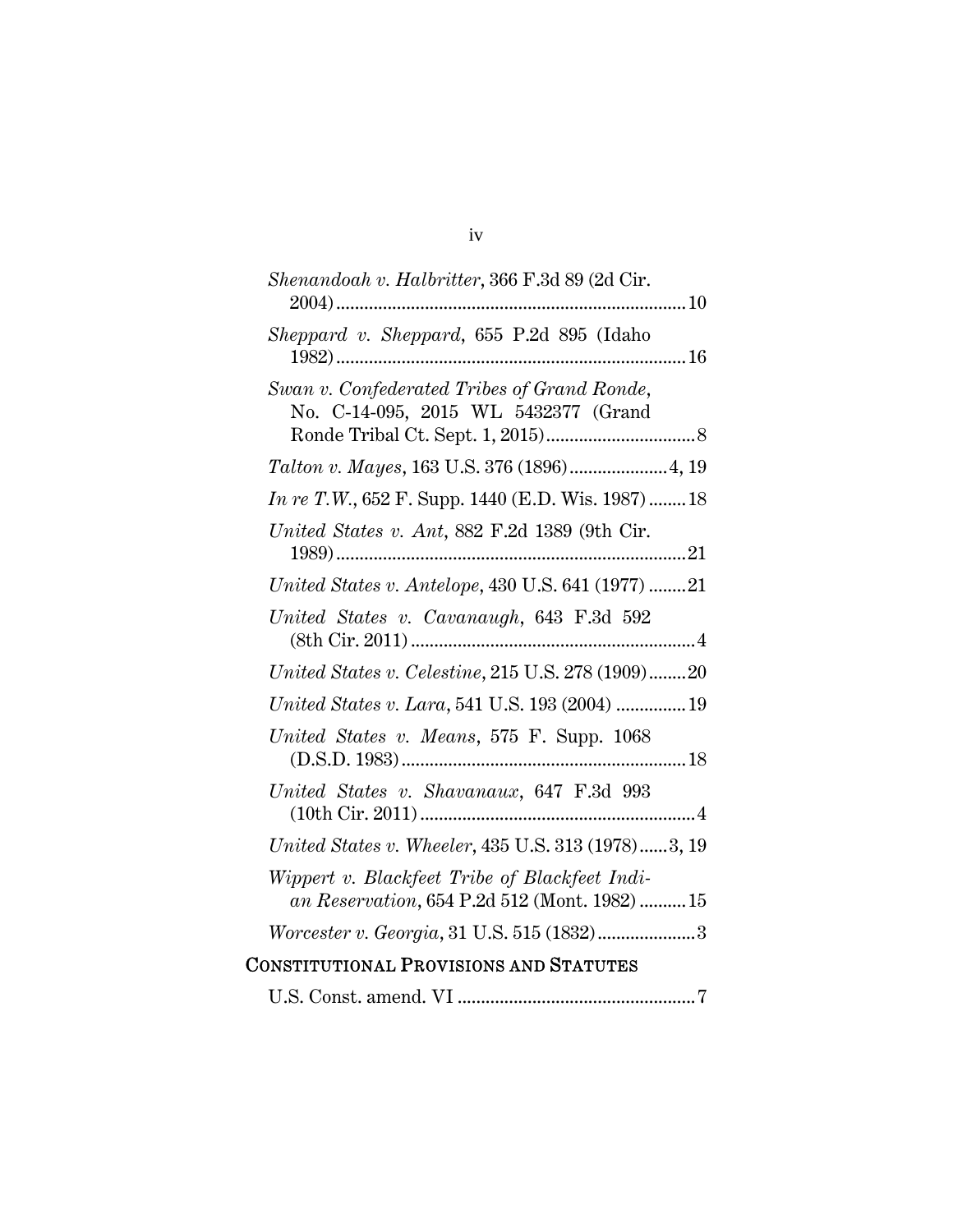*Shenandoah v. Halbritter*, 366 F.3d 89 (2d Cir. 2004) .......... 10

*Sheppard v. Sheppard*, 655 P.2d 895 (Idaho 1982) .......... 16

*Swan v. Confederated Tribes of Grand Ronde*, No. C-14-095, 2015 WL 5432377 (Grand Ronde Tribal Ct. Sept. 1, 2015) .......... 8

*Talton v. Mayes*, 163 U.S. 376 (1896) .......... 4, 19

*In re T.W.*, 652 F. Supp. 1440 (E.D. Wis. 1987) .......... 18

*United States v. Ant*, 882 F.2d 1389 (9th Cir. 1989) .......... 21

*United States v. Antelope*, 430 U.S. 641 (1977) .......... 21

*United States v. Cavanaugh*, 643 F.3d 592 (8th Cir. 2011) .......... 4

*United States v. Celestine*, 215 U.S. 278 (1909) .......... 20

*United States v. Lara*, 541 U.S. 193 (2004) .......... 19

*United States v. Means*, 575 F. Supp. 1068 (D.S.D. 1983) .......... 18

*United States v. Shavanaux*, 647 F.3d 993 (10th Cir. 2011) .......... 4

*United States v. Wheeler*, 435 U.S. 313 (1978) .......... 3, 19

*Wippert v. Blackfeet Tribe of Blackfeet Indian Reservation*, 654 P.2d 512 (Mont. 1982) .......... 15

*Worcester v. Georgia*, 31 U.S. 515 (1832) .......... 3

CONSTITUTIONAL PROVISIONS AND STATUTES

U.S. Const. amend. VI .......... 7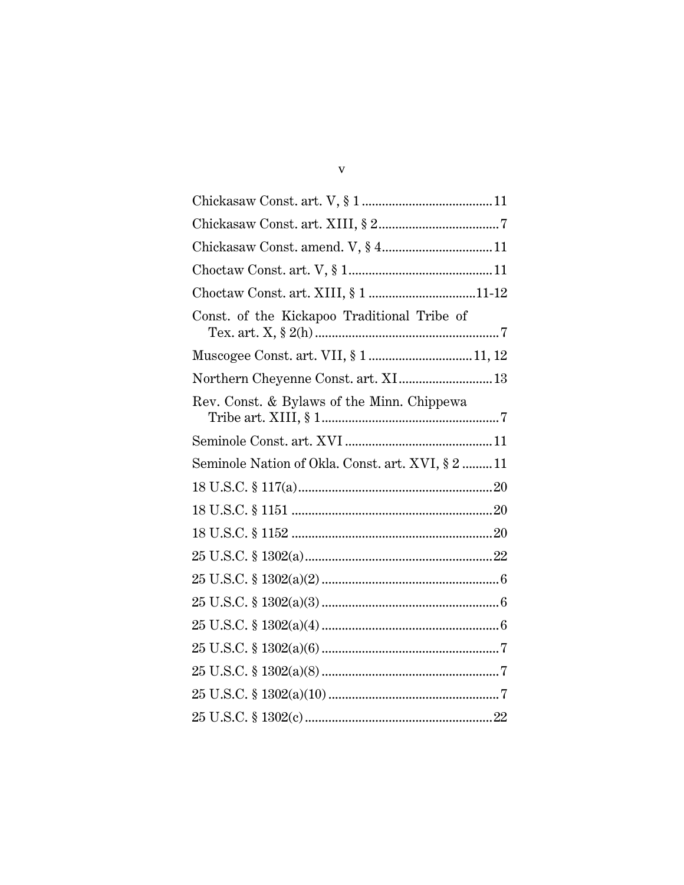Chickasaw Const. art. V, § 1 .......................................11

Chickasaw Const. art. XIII, § 2....................................7

Chickasaw Const. amend. V, § 4.................................11

Choctaw Const. art. V, § 1...........................................11

Choctaw Const. art. XIII, § 1 ................................11-12

Const. of the Kickapoo Traditional Tribe of Tex. art. X, § 2(h) .......................................................7

Muscogee Const. art. VII, § 1 ...............................11, 12

Northern Cheyenne Const. art. XI............................13

Rev. Const. & Bylaws of the Minn. Chippewa Tribe art. XIII, § 1.....................................................7

Seminole Const. art. XVI ............................................11

Seminole Nation of Okla. Const. art. XVI, § 2 .........11

18 U.S.C. § 117(a).........................................................20

18 U.S.C. § 1151 ...........................................................20

18 U.S.C. § 1152 ............................................................20

25 U.S.C. § 1302(a)........................................................22

25 U.S.C. § 1302(a)(2) .....................................................6

25 U.S.C. § 1302(a)(3) .....................................................6

25 U.S.C. § 1302(a)(4) .....................................................6

25 U.S.C. § 1302(a)(6) .....................................................7

25 U.S.C. § 1302(a)(8) .....................................................7

25 U.S.C. § 1302(a)(10) ...................................................7

25 U.S.C. § 1302(c)........................................................22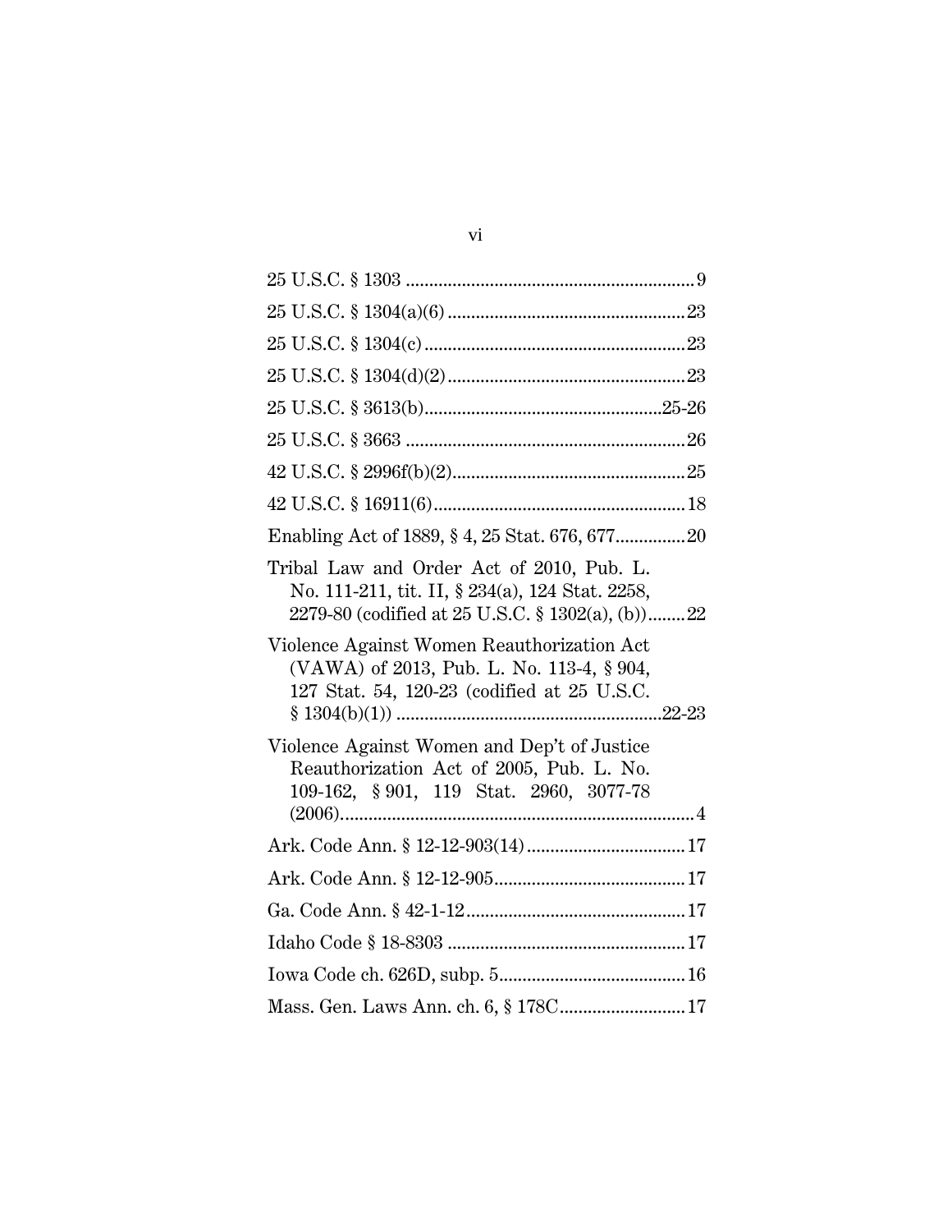25 U.S.C. § 1303 .............................................................. 9

25 U.S.C. § 1304(a)(6) .................................................. 23

25 U.S.C. § 1304(c) ....................................................... 23

25 U.S.C. § 1304(d)(2) .................................................. 23

25 U.S.C. § 3613(b) ................................................. 25-26

25 U.S.C. § 3663 ............................................................ 26

42 U.S.C. § 2996f(b)(2) ................................................. 25

42 U.S.C. § 16911(6) ...................................................... 18

Enabling Act of 1889, § 4, 25 Stat. 676, 677 ............... 20

Tribal Law and Order Act of 2010, Pub. L. No. 111-211, tit. II, § 234(a), 124 Stat. 2258, 2279-80 (codified at 25 U.S.C. § 1302(a), (b)) ........ 22

Violence Against Women Reauthorization Act (VAWA) of 2013, Pub. L. No. 113-4, § 904, 127 Stat. 54, 120-23 (codified at 25 U.S.C. § 1304(b)(1)) ........................................................ 22-23

Violence Against Women and Dep't of Justice Reauthorization Act of 2005, Pub. L. No. 109-162, § 901, 119 Stat. 2960, 3077-78 (2006) ............................................................................ 4

Ark. Code Ann. § 12-12-903(14) .................................. 17

Ark. Code Ann. § 12-12-905 ......................................... 17

Ga. Code Ann. § 42-1-12 ............................................... 17

Idaho Code § 18-8303 .................................................. 17

Iowa Code ch. 626D, subp. 5 ........................................ 16

Mass. Gen. Laws Ann. ch. 6, § 178C ........................... 17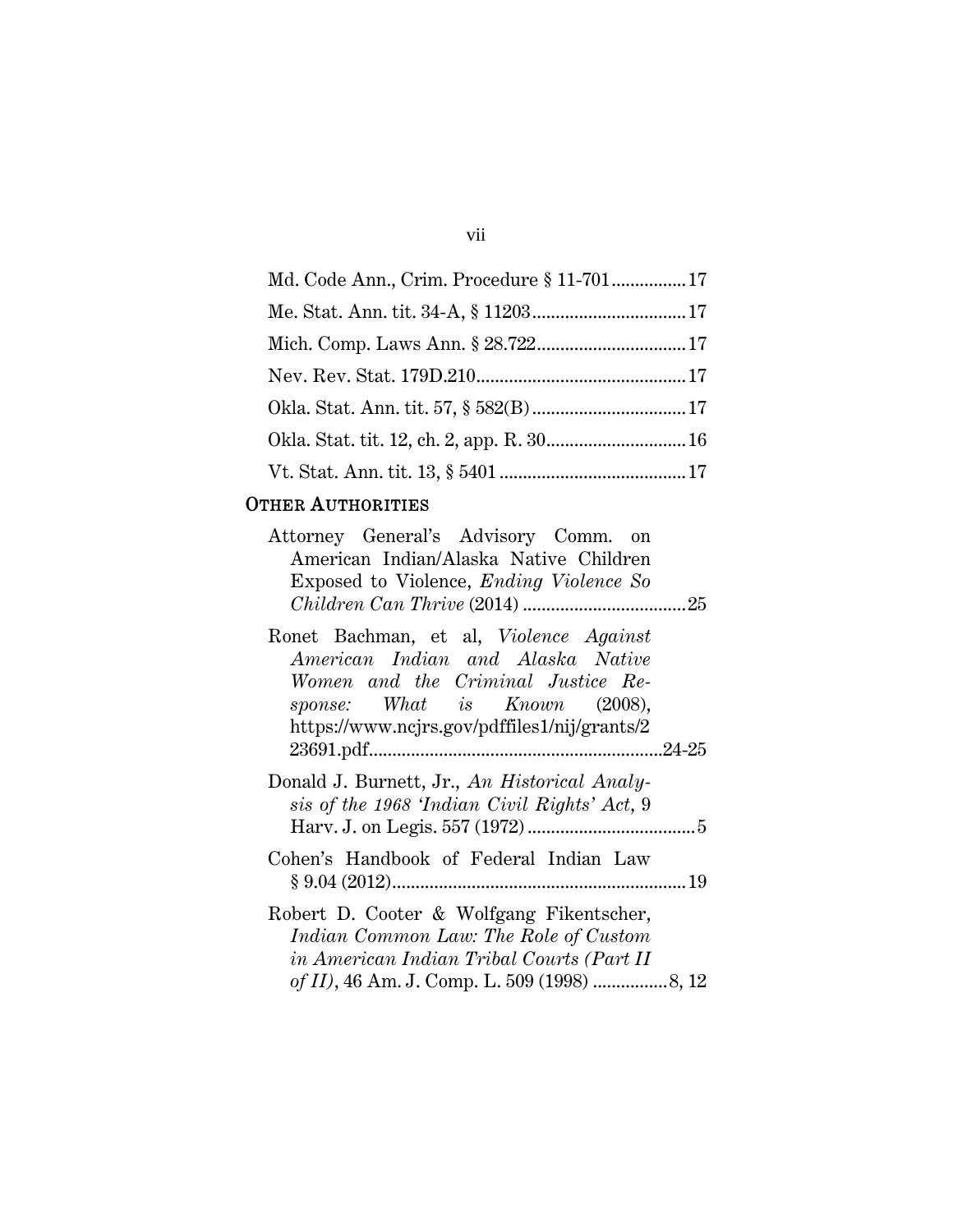Md. Code Ann., Crim. Procedure § 11-701................17

Me. Stat. Ann. tit. 34-A, § 11203.................................17

Mich. Comp. Laws Ann. § 28.722...............................17

Nev. Rev. Stat. 179D.210............................................17

Okla. Stat. Ann. tit. 57, § 582(B).................................17

Okla. Stat. tit. 12, ch. 2, app. R. 30..............................16

Vt. Stat. Ann. tit. 13, § 5401........................................17

## OTHER AUTHORITIES

Attorney General's Advisory Comm. on American Indian/Alaska Native Children Exposed to Violence, *Ending Violence So Children Can Thrive* (2014) ...................................25

Ronet Bachman, et al, *Violence Against American Indian and Alaska Native Women and the Criminal Justice Response: What is Known* (2008), https://www.ncjrs.gov/pdffiles1/nij/grants/223691.pdf...............................................................24-25

Donald J. Burnett, Jr., *An Historical Analysis of the 1968 'Indian Civil Rights' Act*, 9 Harv. J. on Legis. 557 (1972)....................................5

Cohen's Handbook of Federal Indian Law § 9.04 (2012)..............................................................19

Robert D. Cooter & Wolfgang Fikentscher, *Indian Common Law: The Role of Custom in American Indian Tribal Courts (Part II of II)*, 46 Am. J. Comp. L. 509 (1998) ................8, 12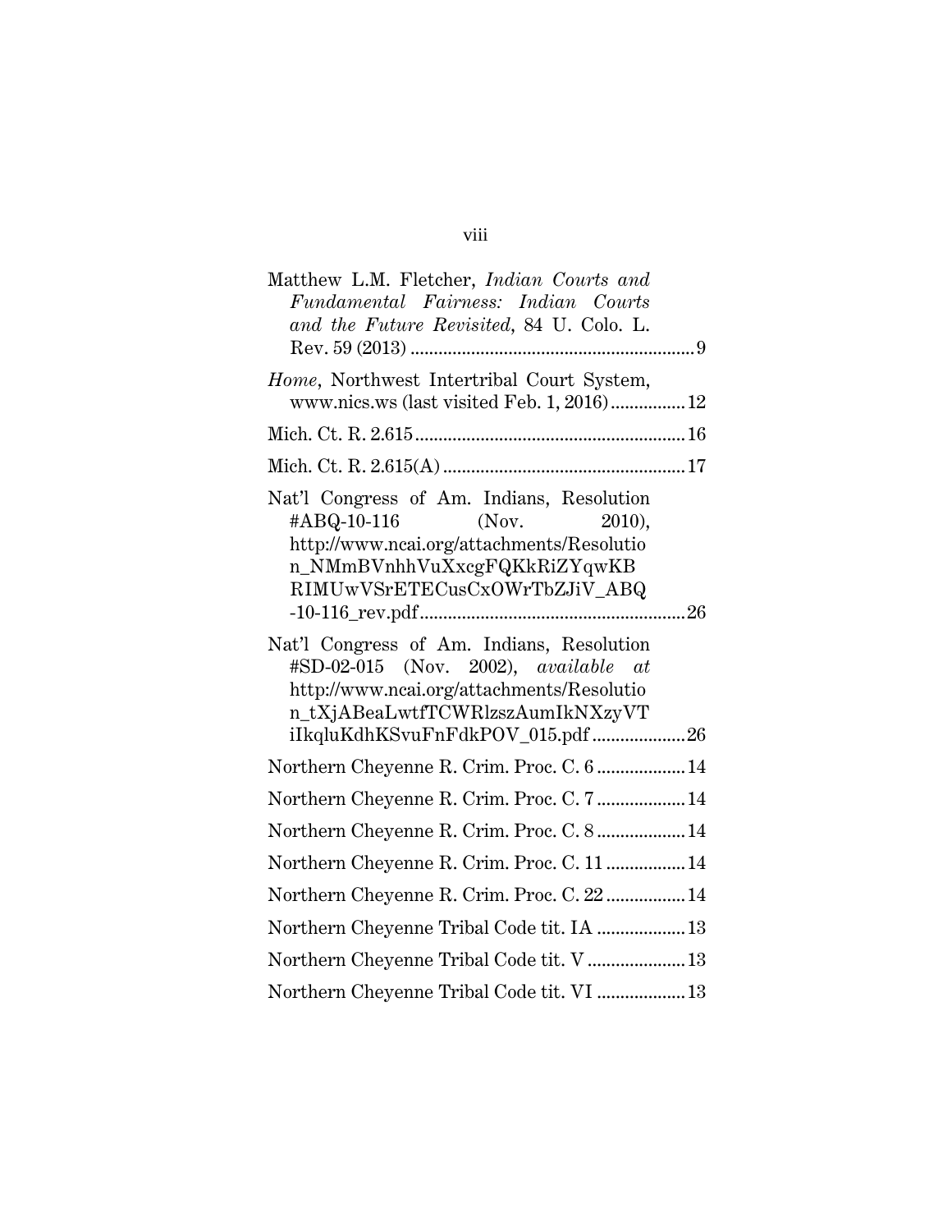Matthew L.M. Fletcher, *Indian Courts and Fundamental Fairness: Indian Courts and the Future Revisited*, 84 U. Colo. L. Rev. 59 (2013) ............................................................ 9

*Home*, Northwest Intertribal Court System, www.nics.ws (last visited Feb. 1, 2016) ................ 12

Mich. Ct. R. 2.615 ......................................................... 16

Mich. Ct. R. 2.615(A) .................................................... 17

Nat'l Congress of Am. Indians, Resolution #ABQ-10-116 (Nov. 2010), http://www.ncai.org/attachments/Resolution_NMmBVnhhVuXxcgFQKkRiZYqwKBRIMUwVSrETECusCxOWrTbZJiV_ABQ-10-116_rev.pdf ........................................................ 26

Nat'l Congress of Am. Indians, Resolution #SD-02-015 (Nov. 2002), *available at* http://www.ncai.org/attachments/Resolution_tXjABeaLwtfTCWRlzszAumIkNXzyVTiIkqluKdhKSvuFnFdkPOV_015.pdf .................... 26

Northern Cheyenne R. Crim. Proc. C. 6 ................... 14

Northern Cheyenne R. Crim. Proc. C. 7 ................... 14

Northern Cheyenne R. Crim. Proc. C. 8 ................... 14

Northern Cheyenne R. Crim. Proc. C. 11 ................. 14

Northern Cheyenne R. Crim. Proc. C. 22 ................. 14

Northern Cheyenne Tribal Code tit. IA ................... 13

Northern Cheyenne Tribal Code tit. V ..................... 13

Northern Cheyenne Tribal Code tit. VI ................... 13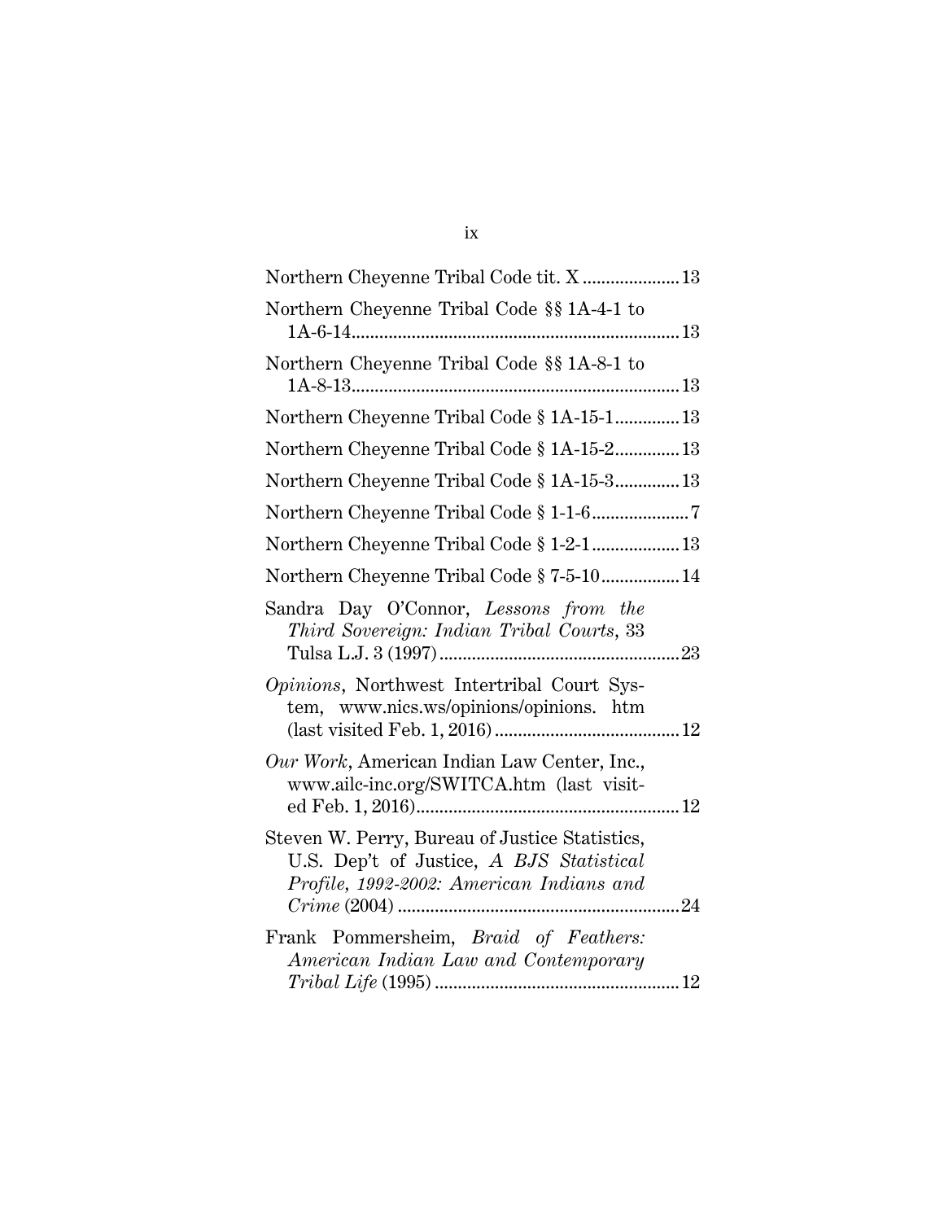Northern Cheyenne Tribal Code tit. X .................... 13

Northern Cheyenne Tribal Code §§ 1A-4-1 to 1A-6-14 .................................................................... 13

Northern Cheyenne Tribal Code §§ 1A-8-1 to 1A-8-13 .................................................................... 13

Northern Cheyenne Tribal Code § 1A-15-1 ............. 13

Northern Cheyenne Tribal Code § 1A-15-2 ............. 13

Northern Cheyenne Tribal Code § 1A-15-3 ............. 13

Northern Cheyenne Tribal Code § 1-1-6 .................... 7

Northern Cheyenne Tribal Code § 1-2-1 .................. 13

Northern Cheyenne Tribal Code § 7-5-10 ................ 14

Sandra Day O'Connor, *Lessons from the Third Sovereign: Indian Tribal Courts*, 33 Tulsa L.J. 3 (1997) .................................................. 23

*Opinions*, Northwest Intertribal Court System, www.nics.ws/opinions/opinions. htm (last visited Feb. 1, 2016) ....................................... 12

*Our Work*, American Indian Law Center, Inc., www.ailc-inc.org/SWITCA.htm (last visited Feb. 1, 2016) ....................................................... 12

Steven W. Perry, Bureau of Justice Statistics, U.S. Dep't of Justice, *A BJS Statistical Profile, 1992-2002: American Indians and Crime* (2004) ........................................................... 24

Frank Pommersheim, *Braid of Feathers: American Indian Law and Contemporary Tribal Life* (1995) ................................................... 12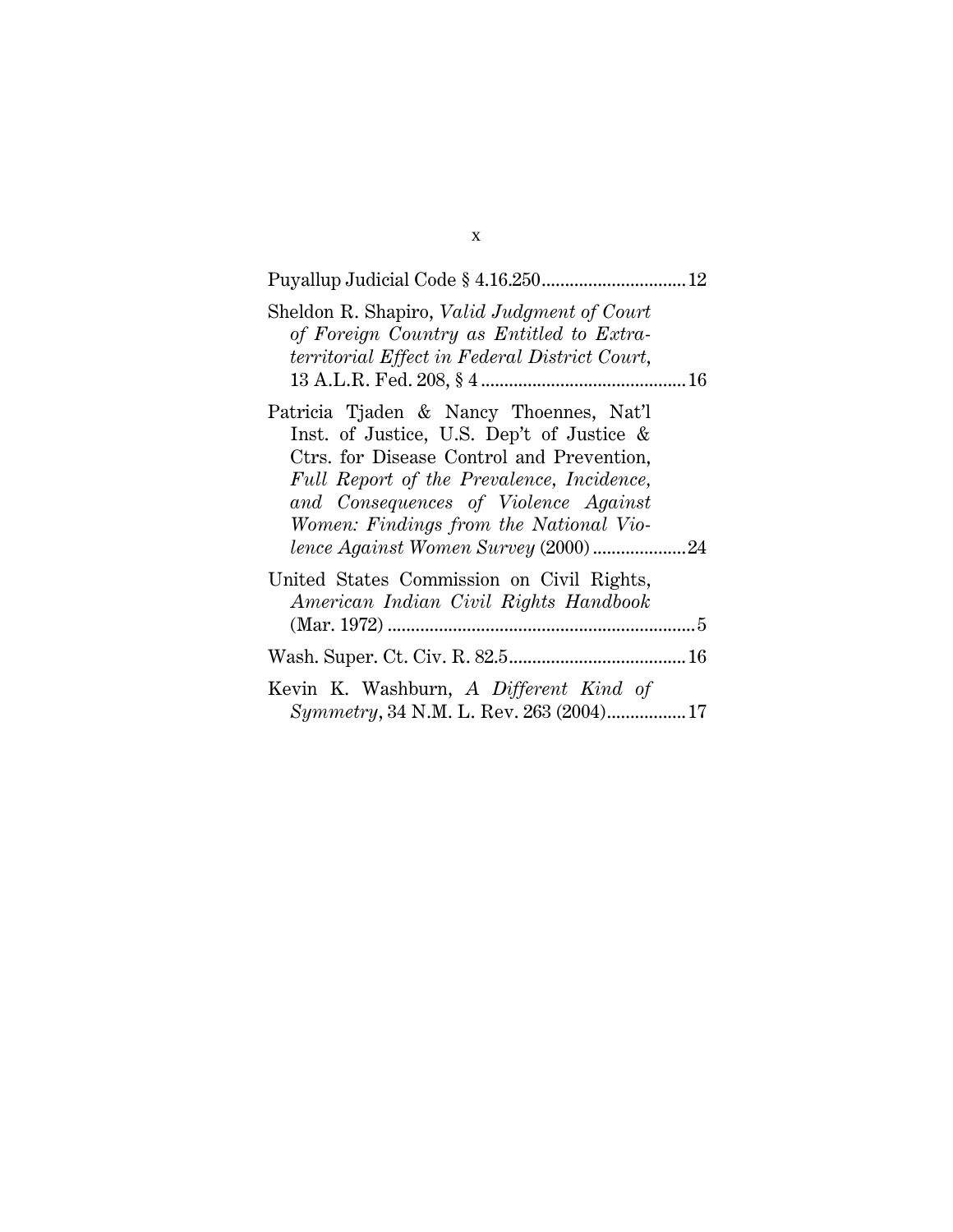Puyallup Judicial Code § 4.16.250 .............................. 12

Sheldon R. Shapiro, *Valid Judgment of Court of Foreign Country as Entitled to Extra-territorial Effect in Federal District Court*, 13 A.L.R. Fed. 208, § 4 ........................................... 16

Patricia Tjaden & Nancy Thoennes, Nat'l Inst. of Justice, U.S. Dep't of Justice & Ctrs. for Disease Control and Prevention, *Full Report of the Prevalence, Incidence, and Consequences of Violence Against Women: Findings from the National Violence Against Women Survey* (2000) .................... 24

United States Commission on Civil Rights, *American Indian Civil Rights Handbook* (Mar. 1972) .................................................................. 5

Wash. Super. Ct. Civ. R. 82.5 ...................................... 16

Kevin K. Washburn, *A Different Kind of Symmetry*, 34 N.M. L. Rev. 263 (2004) ................. 17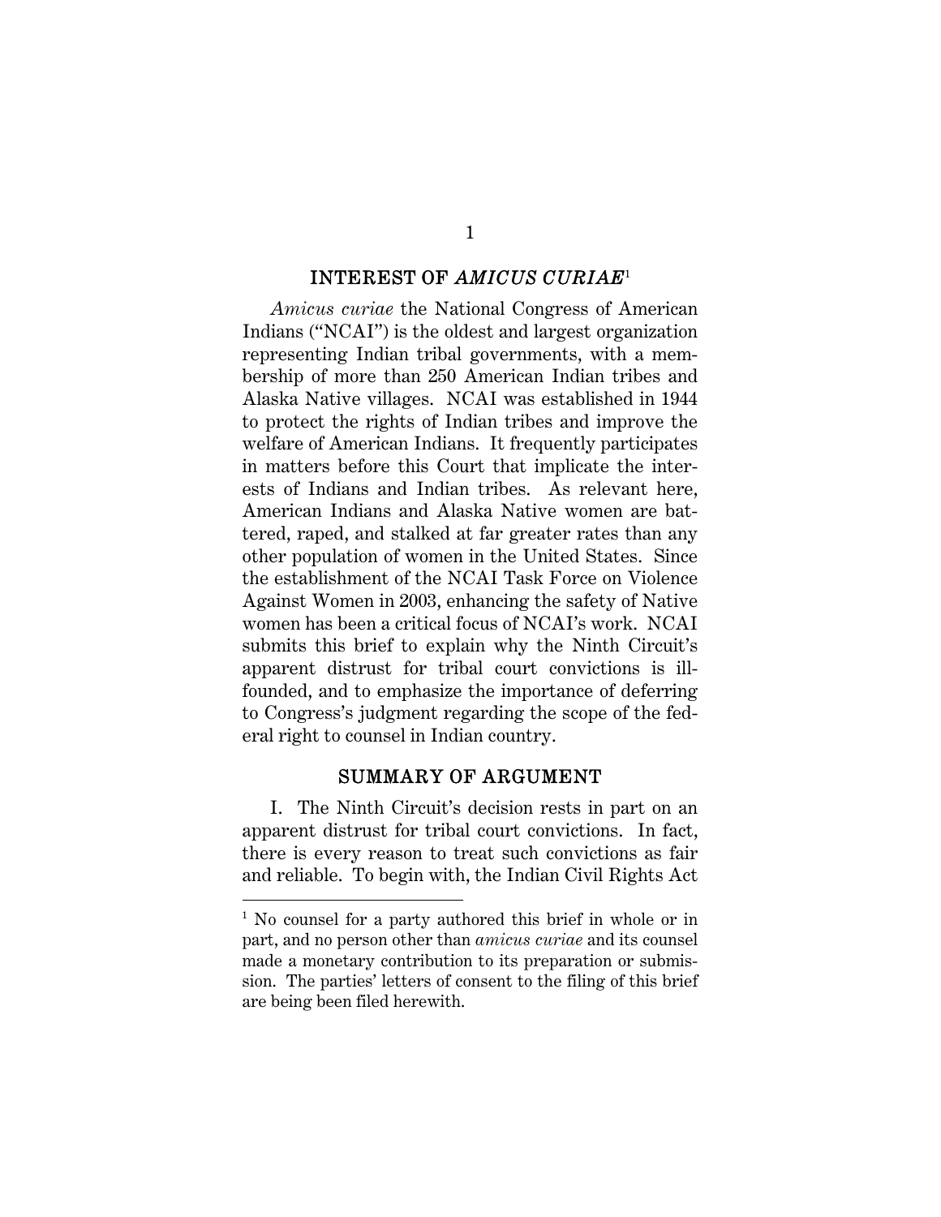## INTEREST OF *AMICUS CURIAE*[1]

*Amicus curiae* the National Congress of American Indians ("NCAI") is the oldest and largest organization representing Indian tribal governments, with a membership of more than 250 American Indian tribes and Alaska Native villages. NCAI was established in 1944 to protect the rights of Indian tribes and improve the welfare of American Indians. It frequently participates in matters before this Court that implicate the interests of Indians and Indian tribes. As relevant here, American Indians and Alaska Native women are battered, raped, and stalked at far greater rates than any other population of women in the United States. Since the establishment of the NCAI Task Force on Violence Against Women in 2003, enhancing the safety of Native women has been a critical focus of NCAI's work. NCAI submits this brief to explain why the Ninth Circuit's apparent distrust for tribal court convictions is ill-founded, and to emphasize the importance of deferring to Congress's judgment regarding the scope of the federal right to counsel in Indian country.

## SUMMARY OF ARGUMENT

I. The Ninth Circuit's decision rests in part on an apparent distrust for tribal court convictions. In fact, there is every reason to treat such convictions as fair and reliable. To begin with, the Indian Civil Rights Act

[1] No counsel for a party authored this brief in whole or in part, and no person other than *amicus curiae* and its counsel made a monetary contribution to its preparation or submission. The parties' letters of consent to the filing of this brief are being been filed herewith.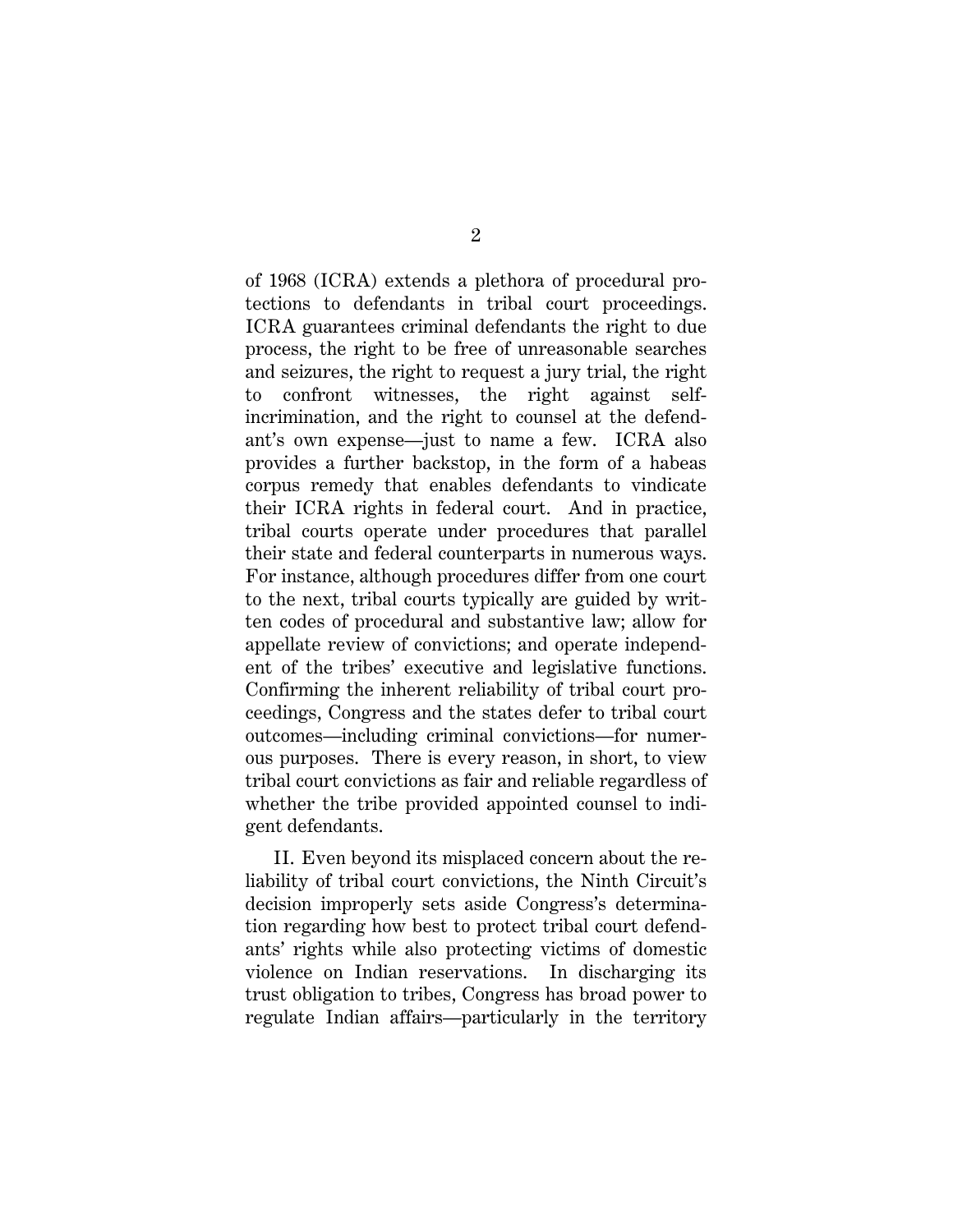of 1968 (ICRA) extends a plethora of procedural protections to defendants in tribal court proceedings. ICRA guarantees criminal defendants the right to due process, the right to be free of unreasonable searches and seizures, the right to request a jury trial, the right to confront witnesses, the right against self-incrimination, and the right to counsel at the defendant's own expense—just to name a few. ICRA also provides a further backstop, in the form of a habeas corpus remedy that enables defendants to vindicate their ICRA rights in federal court. And in practice, tribal courts operate under procedures that parallel their state and federal counterparts in numerous ways. For instance, although procedures differ from one court to the next, tribal courts typically are guided by written codes of procedural and substantive law; allow for appellate review of convictions; and operate independent of the tribes' executive and legislative functions. Confirming the inherent reliability of tribal court proceedings, Congress and the states defer to tribal court outcomes—including criminal convictions—for numerous purposes. There is every reason, in short, to view tribal court convictions as fair and reliable regardless of whether the tribe provided appointed counsel to indigent defendants.

II. Even beyond its misplaced concern about the reliability of tribal court convictions, the Ninth Circuit's decision improperly sets aside Congress's determination regarding how best to protect tribal court defendants' rights while also protecting victims of domestic violence on Indian reservations. In discharging its trust obligation to tribes, Congress has broad power to regulate Indian affairs—particularly in the territory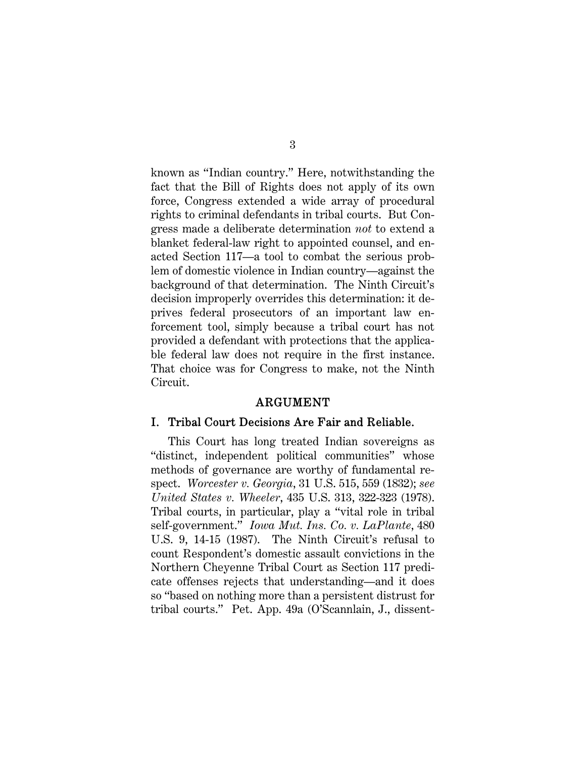known as "Indian country." Here, notwithstanding the fact that the Bill of Rights does not apply of its own force, Congress extended a wide array of procedural rights to criminal defendants in tribal courts. But Congress made a deliberate determination *not* to extend a blanket federal-law right to appointed counsel, and enacted Section 117—a tool to combat the serious problem of domestic violence in Indian country—against the background of that determination. The Ninth Circuit's decision improperly overrides this determination: it deprives federal prosecutors of an important law enforcement tool, simply because a tribal court has not provided a defendant with protections that the applicable federal law does not require in the first instance. That choice was for Congress to make, not the Ninth Circuit.

## ARGUMENT

### I. Tribal Court Decisions Are Fair and Reliable.

This Court has long treated Indian sovereigns as "distinct, independent political communities" whose methods of governance are worthy of fundamental respect. *Worcester v. Georgia*, 31 U.S. 515, 559 (1832); *see United States v. Wheeler*, 435 U.S. 313, 322-323 (1978). Tribal courts, in particular, play a "vital role in tribal self-government." *Iowa Mut. Ins. Co. v. LaPlante*, 480 U.S. 9, 14-15 (1987). The Ninth Circuit's refusal to count Respondent's domestic assault convictions in the Northern Cheyenne Tribal Court as Section 117 predicate offenses rejects that understanding—and it does so "based on nothing more than a persistent distrust for tribal courts." Pet. App. 49a (O'Scannlain, J., dissent-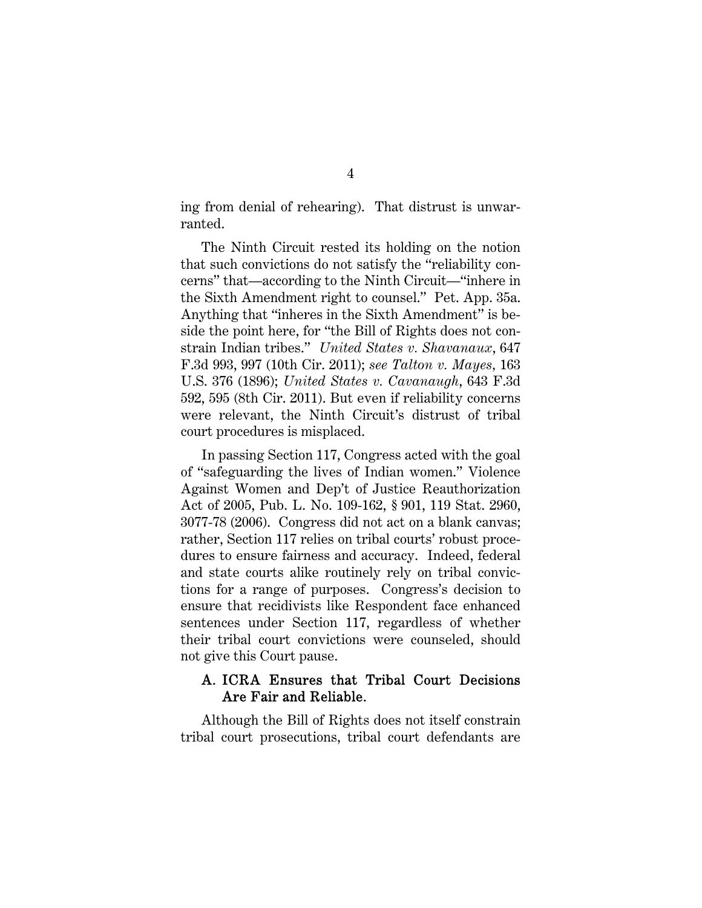ing from denial of rehearing). That distrust is unwarranted.

The Ninth Circuit rested its holding on the notion that such convictions do not satisfy the "reliability concerns" that—according to the Ninth Circuit—"inhere in the Sixth Amendment right to counsel." Pet. App. 35a. Anything that "inheres in the Sixth Amendment" is beside the point here, for "the Bill of Rights does not constrain Indian tribes." *United States v. Shavanaux*, 647 F.3d 993, 997 (10th Cir. 2011); *see Talton v. Mayes*, 163 U.S. 376 (1896); *United States v. Cavanaugh*, 643 F.3d 592, 595 (8th Cir. 2011). But even if reliability concerns were relevant, the Ninth Circuit's distrust of tribal court procedures is misplaced.

In passing Section 117, Congress acted with the goal of "safeguarding the lives of Indian women." Violence Against Women and Dep't of Justice Reauthorization Act of 2005, Pub. L. No. 109-162, § 901, 119 Stat. 2960, 3077-78 (2006). Congress did not act on a blank canvas; rather, Section 117 relies on tribal courts' robust procedures to ensure fairness and accuracy. Indeed, federal and state courts alike routinely rely on tribal convictions for a range of purposes. Congress's decision to ensure that recidivists like Respondent face enhanced sentences under Section 117, regardless of whether their tribal court convictions were counseled, should not give this Court pause.

### A. ICRA Ensures that Tribal Court Decisions Are Fair and Reliable.

Although the Bill of Rights does not itself constrain tribal court prosecutions, tribal court defendants are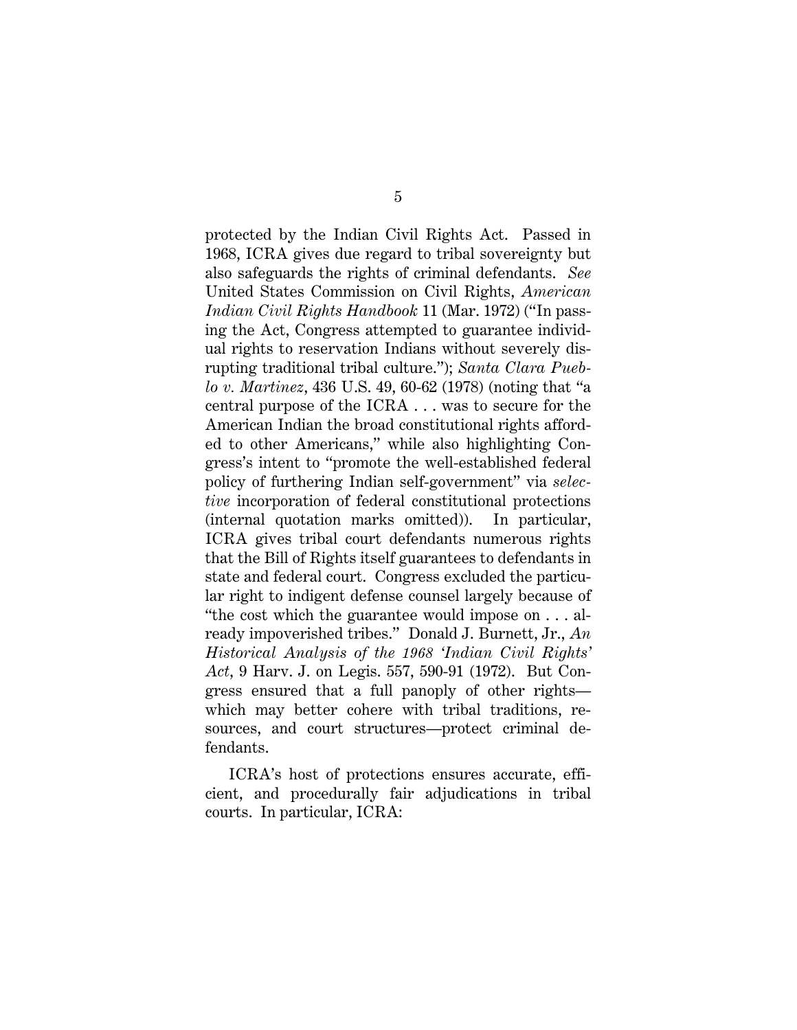protected by the Indian Civil Rights Act. Passed in 1968, ICRA gives due regard to tribal sovereignty but also safeguards the rights of criminal defendants. *See* United States Commission on Civil Rights, *American Indian Civil Rights Handbook* 11 (Mar. 1972) ("In passing the Act, Congress attempted to guarantee individual rights to reservation Indians without severely disrupting traditional tribal culture."); *Santa Clara Pueblo v. Martinez*, 436 U.S. 49, 60-62 (1978) (noting that "a central purpose of the ICRA . . . was to secure for the American Indian the broad constitutional rights afforded to other Americans," while also highlighting Congress's intent to "promote the well-established federal policy of furthering Indian self-government" via *selective* incorporation of federal constitutional protections (internal quotation marks omitted)). In particular, ICRA gives tribal court defendants numerous rights that the Bill of Rights itself guarantees to defendants in state and federal court. Congress excluded the particular right to indigent defense counsel largely because of "the cost which the guarantee would impose on . . . already impoverished tribes." Donald J. Burnett, Jr., *An Historical Analysis of the 1968 'Indian Civil Rights' Act*, 9 Harv. J. on Legis. 557, 590-91 (1972). But Congress ensured that a full panoply of other rights—which may better cohere with tribal traditions, resources, and court structures—protect criminal defendants.

ICRA's host of protections ensures accurate, efficient, and procedurally fair adjudications in tribal courts. In particular, ICRA: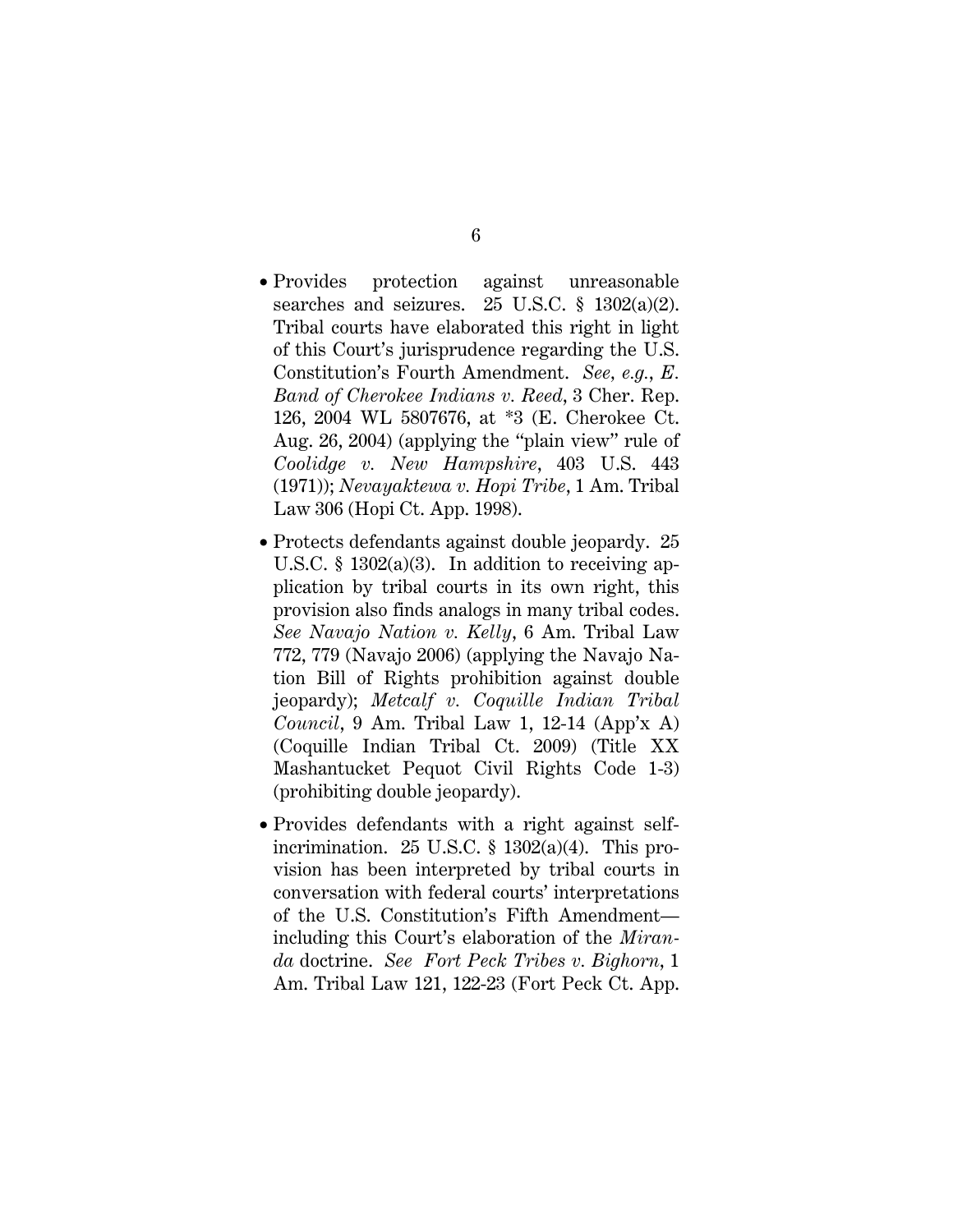- Provides protection against unreasonable searches and seizures. 25 U.S.C. § 1302(a)(2). Tribal courts have elaborated this right in light of this Court's jurisprudence regarding the U.S. Constitution's Fourth Amendment. *See, e.g.*, *E. Band of Cherokee Indians v. Reed*, 3 Cher. Rep. 126, 2004 WL 5807676, at *3 (E. Cherokee Ct. Aug. 26, 2004) (applying the "plain view" rule of *Coolidge v. New Hampshire*, 403 U.S. 443 (1971)); *Nevayaktewa v. Hopi Tribe*, 1 Am. Tribal Law 306 (Hopi Ct. App. 1998).

- Protects defendants against double jeopardy. 25 U.S.C. § 1302(a)(3). In addition to receiving application by tribal courts in its own right, this provision also finds analogs in many tribal codes. *See Navajo Nation v. Kelly*, 6 Am. Tribal Law 772, 779 (Navajo 2006) (applying the Navajo Nation Bill of Rights prohibition against double jeopardy); *Metcalf v. Coquille Indian Tribal Council*, 9 Am. Tribal Law 1, 12-14 (App'x A) (Coquille Indian Tribal Ct. 2009) (Title XX Mashantucket Pequot Civil Rights Code 1-3) (prohibiting double jeopardy).

- Provides defendants with a right against self-incrimination. 25 U.S.C. § 1302(a)(4). This provision has been interpreted by tribal courts in conversation with federal courts' interpretations of the U.S. Constitution's Fifth Amendment—including this Court's elaboration of the *Miranda* doctrine. *See Fort Peck Tribes v. Bighorn*, 1 Am. Tribal Law 121, 122-23 (Fort Peck Ct. App.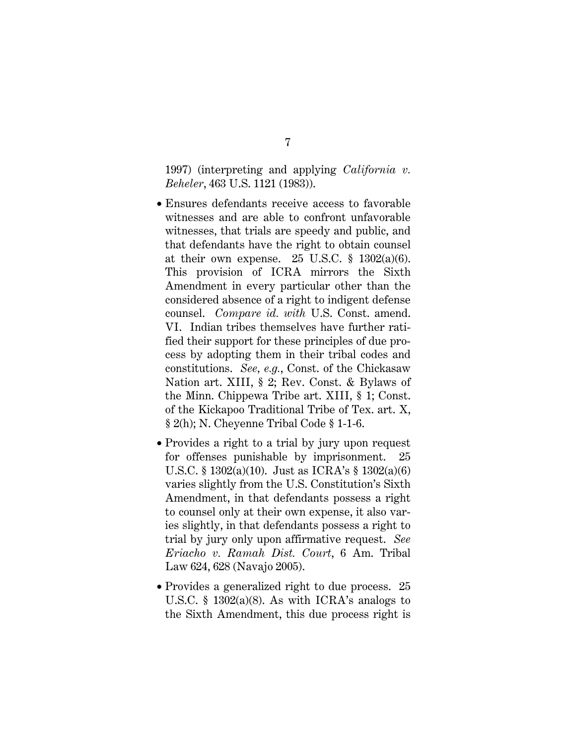1997) (interpreting and applying *California v. Beheler*, 463 U.S. 1121 (1983)).

- Ensures defendants receive access to favorable witnesses and are able to confront unfavorable witnesses, that trials are speedy and public, and that defendants have the right to obtain counsel at their own expense. 25 U.S.C. § 1302(a)(6). This provision of ICRA mirrors the Sixth Amendment in every particular other than the considered absence of a right to indigent defense counsel. *Compare id. with* U.S. Const. amend. VI. Indian tribes themselves have further ratified their support for these principles of due process by adopting them in their tribal codes and constitutions. *See, e.g.*, Const. of the Chickasaw Nation art. XIII, § 2; Rev. Const. & Bylaws of the Minn. Chippewa Tribe art. XIII, § 1; Const. of the Kickapoo Traditional Tribe of Tex. art. X, § 2(h); N. Cheyenne Tribal Code § 1-1-6.
- Provides a right to a trial by jury upon request for offenses punishable by imprisonment. 25 U.S.C. § 1302(a)(10). Just as ICRA's § 1302(a)(6) varies slightly from the U.S. Constitution's Sixth Amendment, in that defendants possess a right to counsel only at their own expense, it also varies slightly, in that defendants possess a right to trial by jury only upon affirmative request. *See Eriacho v. Ramah Dist. Court*, 6 Am. Tribal Law 624, 628 (Navajo 2005).
- Provides a generalized right to due process. 25 U.S.C. § 1302(a)(8). As with ICRA's analogs to the Sixth Amendment, this due process right is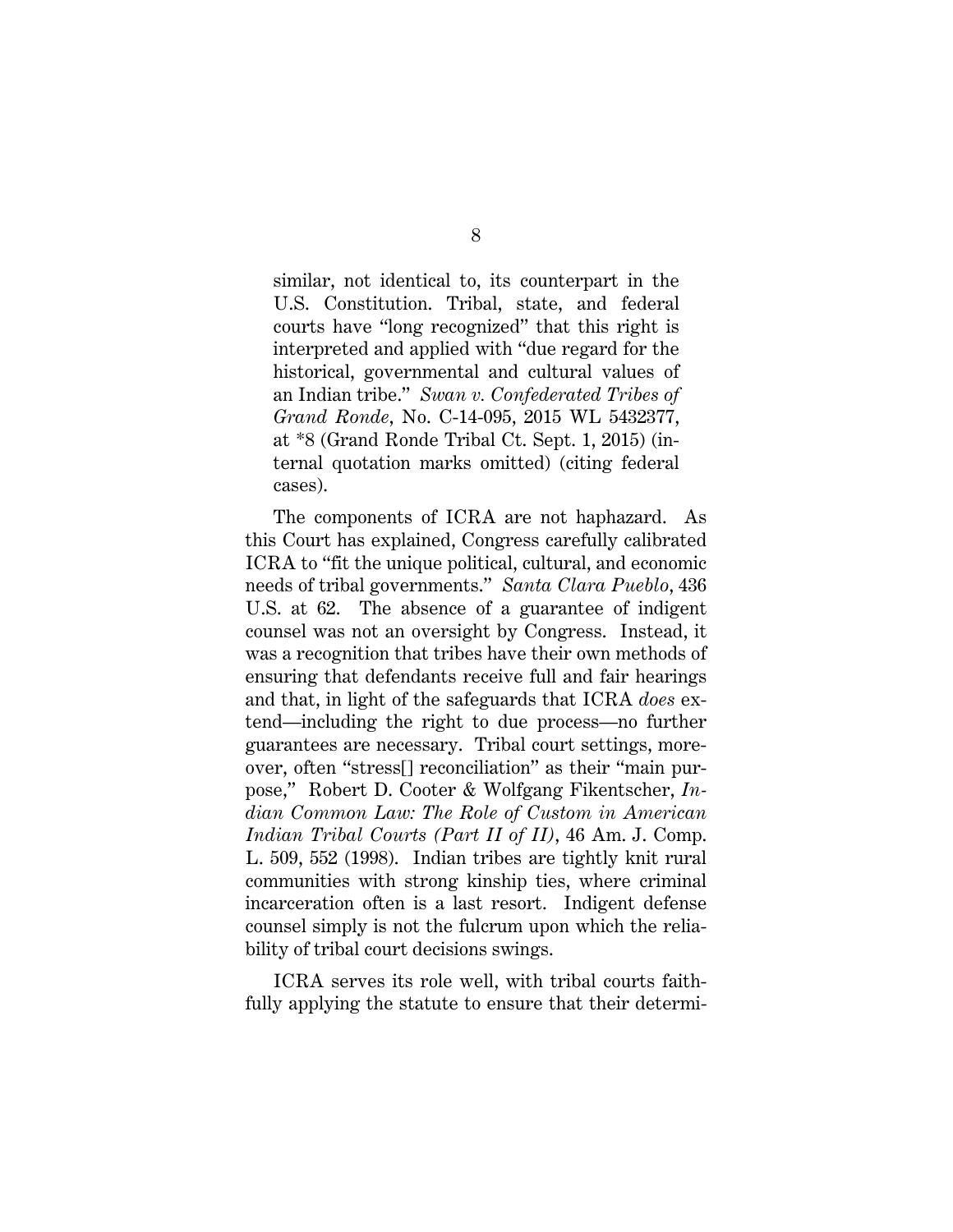similar, not identical to, its counterpart in the U.S. Constitution. Tribal, state, and federal courts have "long recognized" that this right is interpreted and applied with "due regard for the historical, governmental and cultural values of an Indian tribe." *Swan v. Confederated Tribes of Grand Ronde*, No. C-14-095, 2015 WL 5432377, at *8 (Grand Ronde Tribal Ct. Sept. 1, 2015) (internal quotation marks omitted) (citing federal cases).

The components of ICRA are not haphazard. As this Court has explained, Congress carefully calibrated ICRA to "fit the unique political, cultural, and economic needs of tribal governments." *Santa Clara Pueblo*, 436 U.S. at 62. The absence of a guarantee of indigent counsel was not an oversight by Congress. Instead, it was a recognition that tribes have their own methods of ensuring that defendants receive full and fair hearings and that, in light of the safeguards that ICRA *does* extend—including the right to due process—no further guarantees are necessary. Tribal court settings, moreover, often "stress[] reconciliation" as their "main purpose," Robert D. Cooter & Wolfgang Fikentscher, *Indian Common Law: The Role of Custom in American Indian Tribal Courts (Part II of II)*, 46 Am. J. Comp. L. 509, 552 (1998). Indian tribes are tightly knit rural communities with strong kinship ties, where criminal incarceration often is a last resort. Indigent defense counsel simply is not the fulcrum upon which the reliability of tribal court decisions swings.

ICRA serves its role well, with tribal courts faithfully applying the statute to ensure that their determi-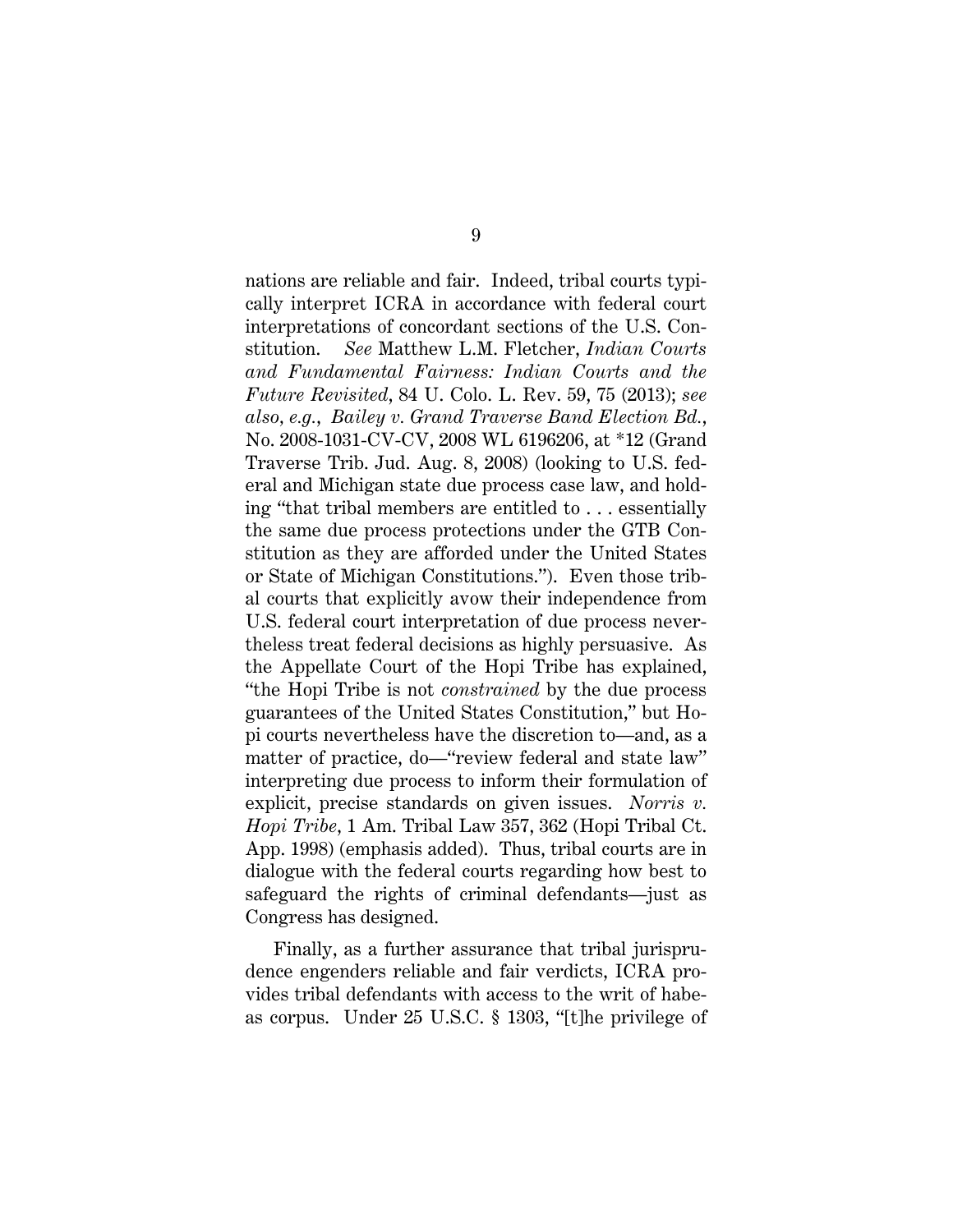nations are reliable and fair. Indeed, tribal courts typically interpret ICRA in accordance with federal court interpretations of concordant sections of the U.S. Constitution. *See* Matthew L.M. Fletcher, *Indian Courts and Fundamental Fairness: Indian Courts and the Future Revisited*, 84 U. Colo. L. Rev. 59, 75 (2013); *see also, e.g.*, *Bailey v. Grand Traverse Band Election Bd.*, No. 2008-1031-CV-CV, 2008 WL 6196206, at *12 (Grand Traverse Trib. Jud. Aug. 8, 2008) (looking to U.S. federal and Michigan state due process case law, and holding "that tribal members are entitled to . . . essentially the same due process protections under the GTB Constitution as they are afforded under the United States or State of Michigan Constitutions."). Even those tribal courts that explicitly avow their independence from U.S. federal court interpretation of due process nevertheless treat federal decisions as highly persuasive. As the Appellate Court of the Hopi Tribe has explained, "the Hopi Tribe is not *constrained* by the due process guarantees of the United States Constitution," but Hopi courts nevertheless have the discretion to—and, as a matter of practice, do—"review federal and state law" interpreting due process to inform their formulation of explicit, precise standards on given issues. *Norris v. Hopi Tribe*, 1 Am. Tribal Law 357, 362 (Hopi Tribal Ct. App. 1998) (emphasis added). Thus, tribal courts are in dialogue with the federal courts regarding how best to safeguard the rights of criminal defendants—just as Congress has designed.

Finally, as a further assurance that tribal jurisprudence engenders reliable and fair verdicts, ICRA provides tribal defendants with access to the writ of habeas corpus. Under 25 U.S.C. § 1303, "[t]he privilege of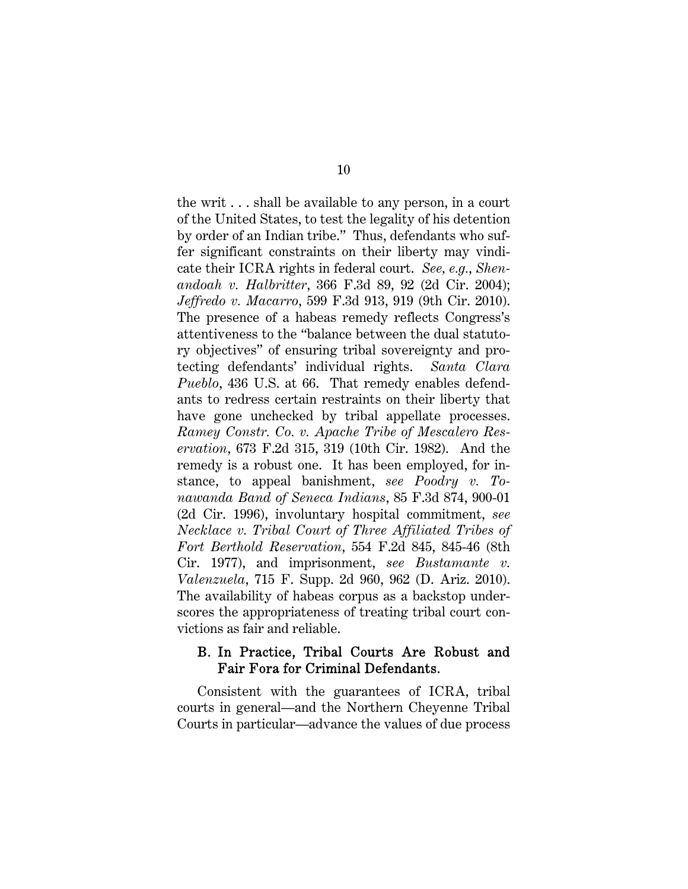the writ . . . shall be available to any person, in a court of the United States, to test the legality of his detention by order of an Indian tribe." Thus, defendants who suffer significant constraints on their liberty may vindicate their ICRA rights in federal court. *See, e.g.*, *Shenandoah v. Halbritter*, 366 F.3d 89, 92 (2d Cir. 2004); *Jeffredo v. Macarro*, 599 F.3d 913, 919 (9th Cir. 2010). The presence of a habeas remedy reflects Congress's attentiveness to the "balance between the dual statutory objectives" of ensuring tribal sovereignty and protecting defendants' individual rights. *Santa Clara Pueblo*, 436 U.S. at 66. That remedy enables defendants to redress certain restraints on their liberty that have gone unchecked by tribal appellate processes. *Ramey Constr. Co. v. Apache Tribe of Mescalero Reservation*, 673 F.2d 315, 319 (10th Cir. 1982). And the remedy is a robust one. It has been employed, for instance, to appeal banishment, *see Poodry v. Tonawanda Band of Seneca Indians*, 85 F.3d 874, 900-01 (2d Cir. 1996), involuntary hospital commitment, *see Necklace v. Tribal Court of Three Affiliated Tribes of Fort Berthold Reservation*, 554 F.2d 845, 845-46 (8th Cir. 1977), and imprisonment, *see Bustamante v. Valenzuela*, 715 F. Supp. 2d 960, 962 (D. Ariz. 2010). The availability of habeas corpus as a backstop underscores the appropriateness of treating tribal court convictions as fair and reliable.

### B. In Practice, Tribal Courts Are Robust and Fair Fora for Criminal Defendants.

Consistent with the guarantees of ICRA, tribal courts in general—and the Northern Cheyenne Tribal Courts in particular—advance the values of due process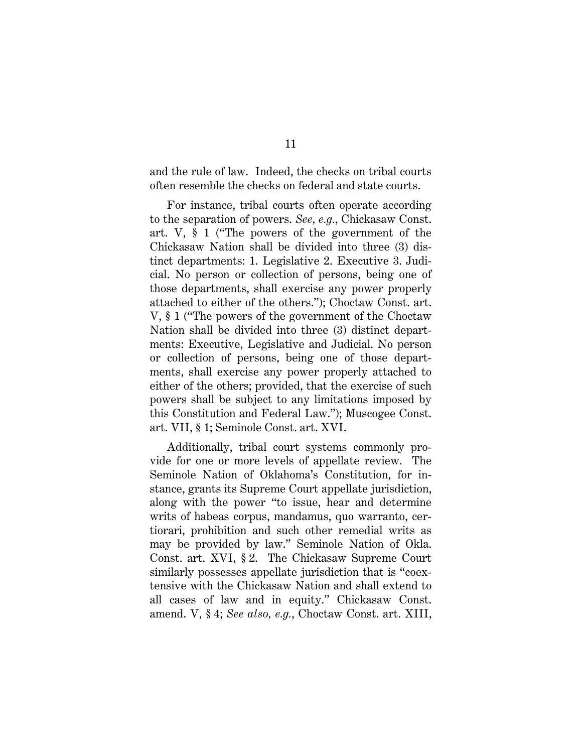and the rule of law. Indeed, the checks on tribal courts often resemble the checks on federal and state courts.

For instance, tribal courts often operate according to the separation of powers. *See, e.g.*, Chickasaw Const. art. V, § 1 ("The powers of the government of the Chickasaw Nation shall be divided into three (3) distinct departments: 1. Legislative 2. Executive 3. Judicial. No person or collection of persons, being one of those departments, shall exercise any power properly attached to either of the others."); Choctaw Const. art. V, § 1 ("The powers of the government of the Choctaw Nation shall be divided into three (3) distinct departments: Executive, Legislative and Judicial. No person or collection of persons, being one of those departments, shall exercise any power properly attached to either of the others; provided, that the exercise of such powers shall be subject to any limitations imposed by this Constitution and Federal Law."); Muscogee Const. art. VII, § 1; Seminole Const. art. XVI.

Additionally, tribal court systems commonly provide for one or more levels of appellate review. The Seminole Nation of Oklahoma's Constitution, for instance, grants its Supreme Court appellate jurisdiction, along with the power "to issue, hear and determine writs of habeas corpus, mandamus, quo warranto, certiorari, prohibition and such other remedial writs as may be provided by law." Seminole Nation of Okla. Const. art. XVI, § 2. The Chickasaw Supreme Court similarly possesses appellate jurisdiction that is "coextensive with the Chickasaw Nation and shall extend to all cases of law and in equity." Chickasaw Const. amend. V, § 4; *See also, e.g.*, Choctaw Const. art. XIII,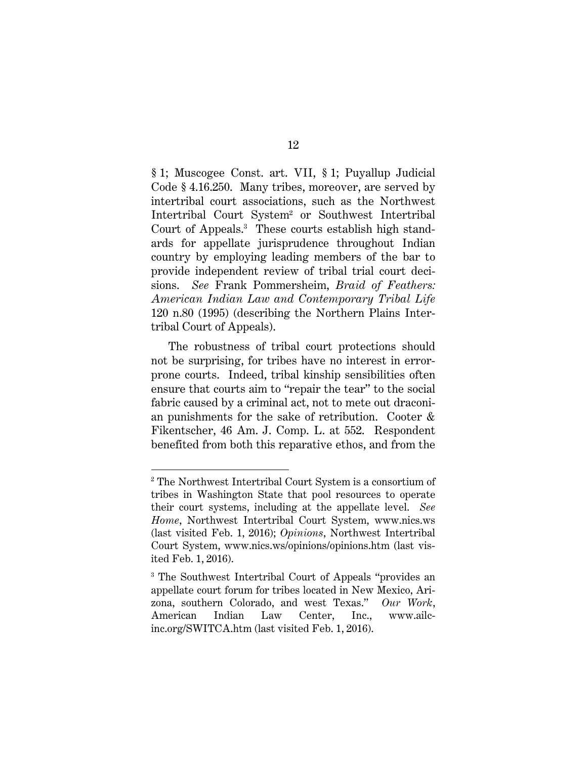§ 1; Muscogee Const. art. VII, § 1; Puyallup Judicial Code § 4.16.250. Many tribes, moreover, are served by intertribal court associations, such as the Northwest Intertribal Court System[2] or Southwest Intertribal Court of Appeals.[3] These courts establish high standards for appellate jurisprudence throughout Indian country by employing leading members of the bar to provide independent review of tribal trial court decisions. *See* Frank Pommersheim, *Braid of Feathers: American Indian Law and Contemporary Tribal Life* 120 n.80 (1995) (describing the Northern Plains Intertribal Court of Appeals).

The robustness of tribal court protections should not be surprising, for tribes have no interest in error-prone courts. Indeed, tribal kinship sensibilities often ensure that courts aim to "repair the tear" to the social fabric caused by a criminal act, not to mete out draconian punishments for the sake of retribution. Cooter & Fikentscher, 46 Am. J. Comp. L. at 552. Respondent benefited from both this reparative ethos, and from the

---

[2] The Northwest Intertribal Court System is a consortium of tribes in Washington State that pool resources to operate their court systems, including at the appellate level. *See Home*, Northwest Intertribal Court System, www.nics.ws (last visited Feb. 1, 2016); *Opinions*, Northwest Intertribal Court System, www.nics.ws/opinions/opinions.htm (last visited Feb. 1, 2016).

[3] The Southwest Intertribal Court of Appeals "provides an appellate court forum for tribes located in New Mexico, Arizona, southern Colorado, and west Texas." *Our Work*, American Indian Law Center, Inc., www.ailc-inc.org/SWITCA.htm (last visited Feb. 1, 2016).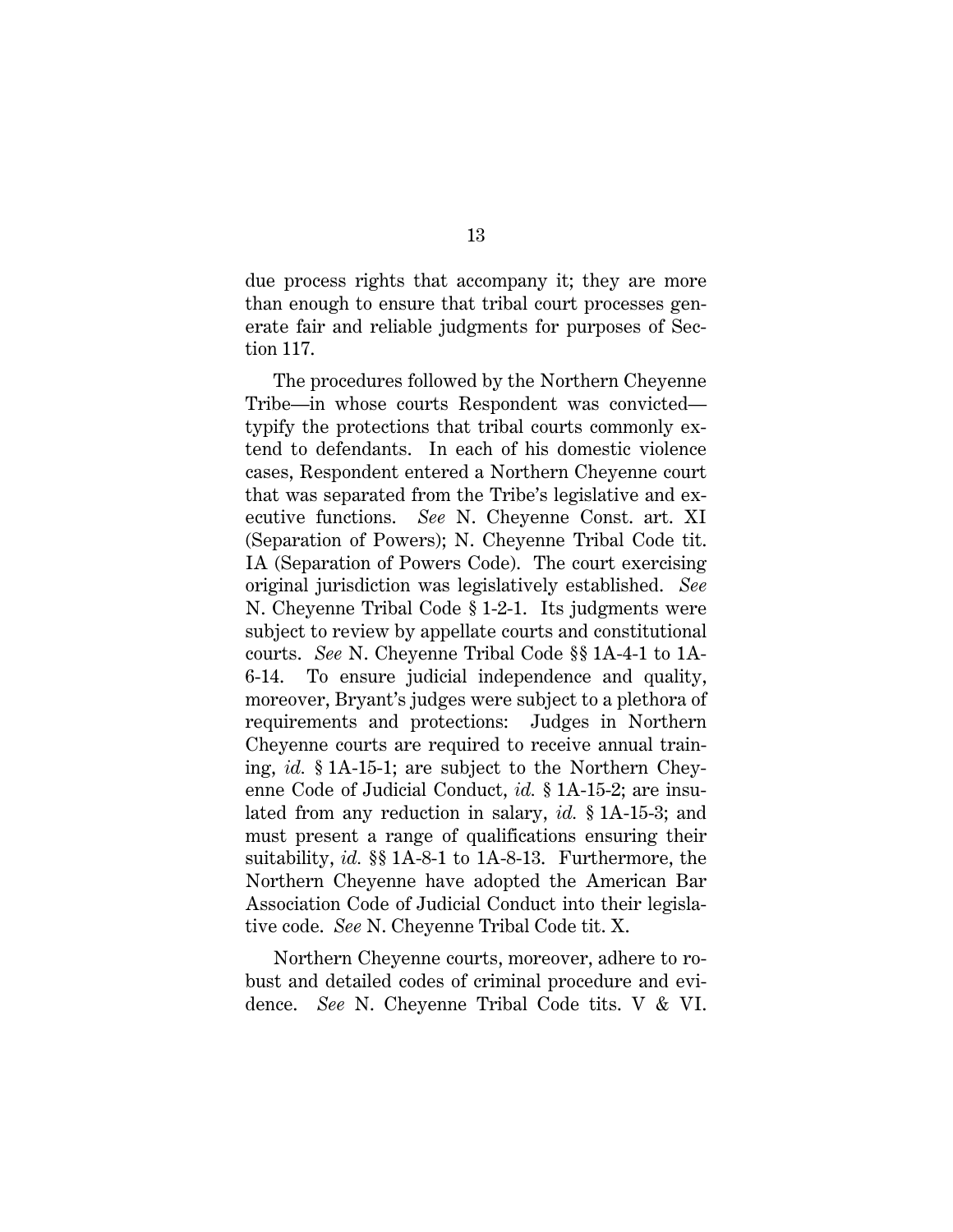due process rights that accompany it; they are more than enough to ensure that tribal court processes generate fair and reliable judgments for purposes of Section 117.

The procedures followed by the Northern Cheyenne Tribe—in whose courts Respondent was convicted—typify the protections that tribal courts commonly extend to defendants. In each of his domestic violence cases, Respondent entered a Northern Cheyenne court that was separated from the Tribe's legislative and executive functions. *See* N. Cheyenne Const. art. XI (Separation of Powers); N. Cheyenne Tribal Code tit. IA (Separation of Powers Code). The court exercising original jurisdiction was legislatively established. *See* N. Cheyenne Tribal Code § 1-2-1. Its judgments were subject to review by appellate courts and constitutional courts. *See* N. Cheyenne Tribal Code §§ 1A-4-1 to 1A-6-14. To ensure judicial independence and quality, moreover, Bryant's judges were subject to a plethora of requirements and protections: Judges in Northern Cheyenne courts are required to receive annual training, *id.* § 1A-15-1; are subject to the Northern Cheyenne Code of Judicial Conduct, *id.* § 1A-15-2; are insulated from any reduction in salary, *id.* § 1A-15-3; and must present a range of qualifications ensuring their suitability, *id.* §§ 1A-8-1 to 1A-8-13. Furthermore, the Northern Cheyenne have adopted the American Bar Association Code of Judicial Conduct into their legislative code. *See* N. Cheyenne Tribal Code tit. X.

Northern Cheyenne courts, moreover, adhere to robust and detailed codes of criminal procedure and evidence. *See* N. Cheyenne Tribal Code tits. V & VI.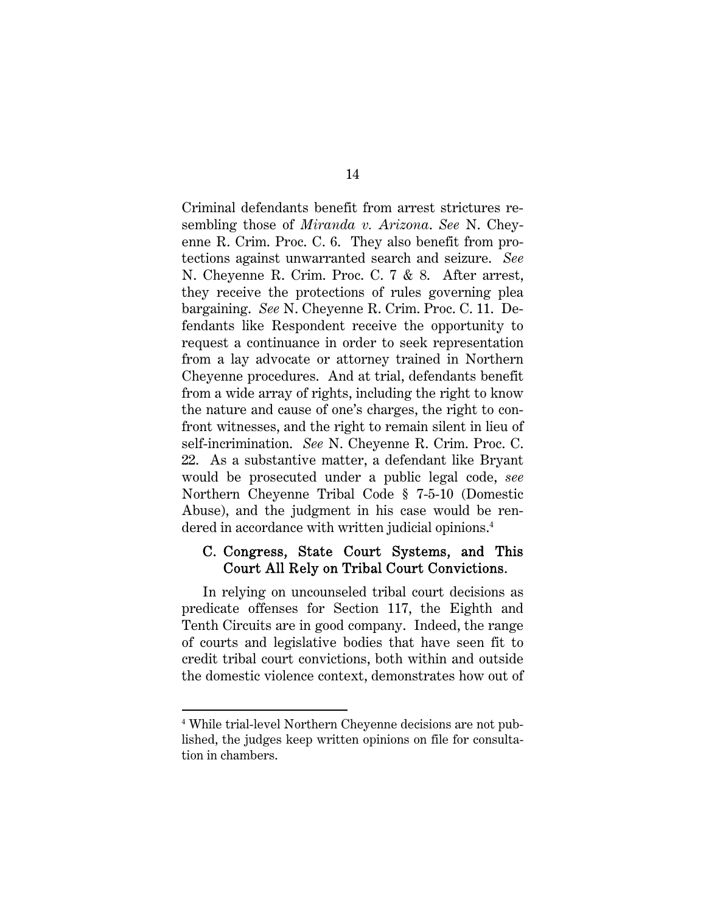Criminal defendants benefit from arrest strictures resembling those of *Miranda v. Arizona*. *See* N. Cheyenne R. Crim. Proc. C. 6. They also benefit from protections against unwarranted search and seizure. *See* N. Cheyenne R. Crim. Proc. C. 7 & 8. After arrest, they receive the protections of rules governing plea bargaining. *See* N. Cheyenne R. Crim. Proc. C. 11. Defendants like Respondent receive the opportunity to request a continuance in order to seek representation from a lay advocate or attorney trained in Northern Cheyenne procedures. And at trial, defendants benefit from a wide array of rights, including the right to know the nature and cause of one's charges, the right to confront witnesses, and the right to remain silent in lieu of self-incrimination. *See* N. Cheyenne R. Crim. Proc. C. 22. As a substantive matter, a defendant like Bryant would be prosecuted under a public legal code, *see* Northern Cheyenne Tribal Code § 7-5-10 (Domestic Abuse), and the judgment in his case would be rendered in accordance with written judicial opinions.[4]

### C. Congress, State Court Systems, and This Court All Rely on Tribal Court Convictions.

In relying on uncounseled tribal court decisions as predicate offenses for Section 117, the Eighth and Tenth Circuits are in good company. Indeed, the range of courts and legislative bodies that have seen fit to credit tribal court convictions, both within and outside the domestic violence context, demonstrates how out of

[4] While trial-level Northern Cheyenne decisions are not published, the judges keep written opinions on file for consultation in chambers.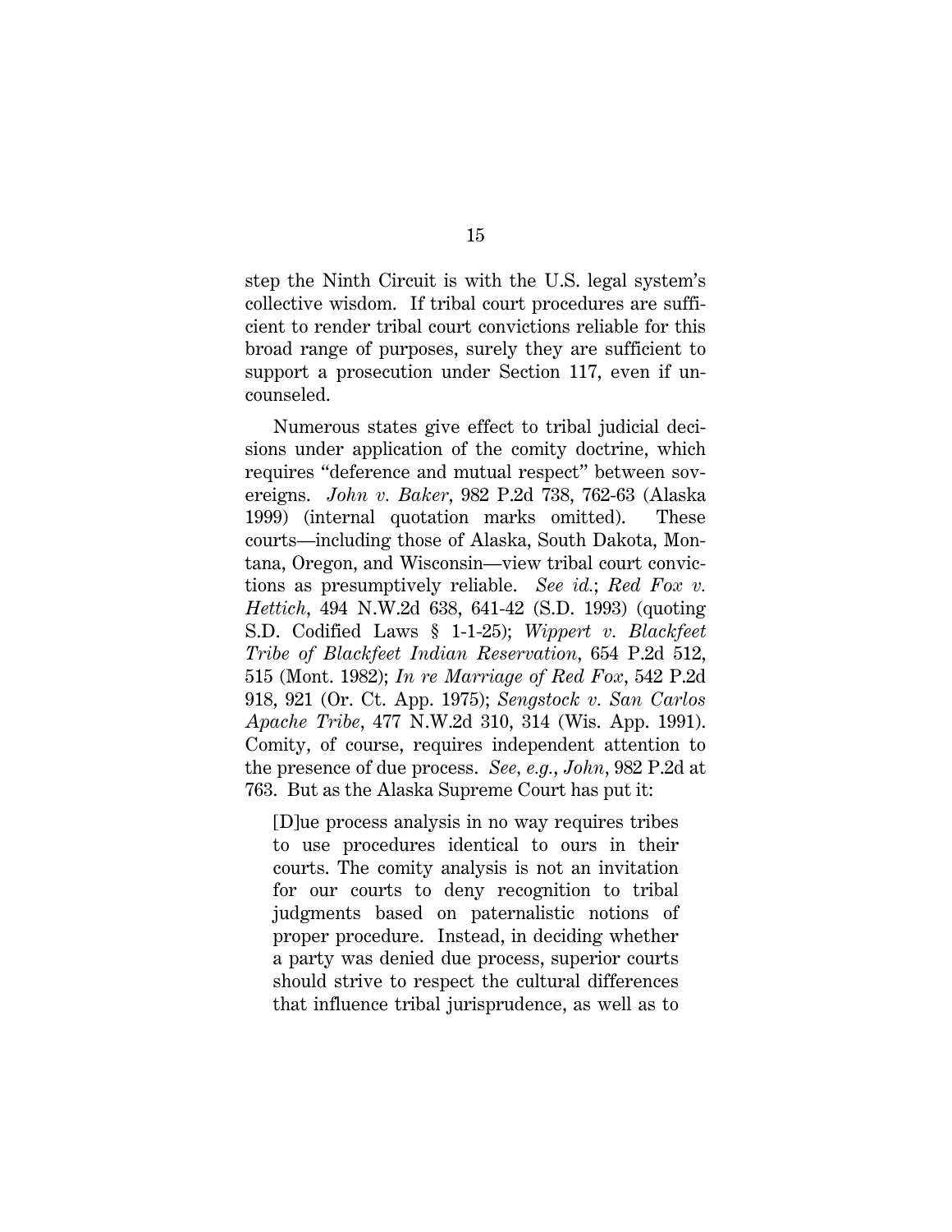step the Ninth Circuit is with the U.S. legal system's collective wisdom. If tribal court procedures are sufficient to render tribal court convictions reliable for this broad range of purposes, surely they are sufficient to support a prosecution under Section 117, even if uncounseled.

Numerous states give effect to tribal judicial decisions under application of the comity doctrine, which requires "deference and mutual respect" between sovereigns. *John v. Baker*, 982 P.2d 738, 762-63 (Alaska 1999) (internal quotation marks omitted). These courts—including those of Alaska, South Dakota, Montana, Oregon, and Wisconsin—view tribal court convictions as presumptively reliable. *See id.*; *Red Fox v. Hettich*, 494 N.W.2d 638, 641-42 (S.D. 1993) (quoting S.D. Codified Laws § 1-1-25); *Wippert v. Blackfeet Tribe of Blackfeet Indian Reservation*, 654 P.2d 512, 515 (Mont. 1982); *In re Marriage of Red Fox*, 542 P.2d 918, 921 (Or. Ct. App. 1975); *Sengstock v. San Carlos Apache Tribe*, 477 N.W.2d 310, 314 (Wis. App. 1991). Comity, of course, requires independent attention to the presence of due process. *See, e.g.*, *John*, 982 P.2d at 763. But as the Alaska Supreme Court has put it:

> [D]ue process analysis in no way requires tribes to use procedures identical to ours in their courts. The comity analysis is not an invitation for our courts to deny recognition to tribal judgments based on paternalistic notions of proper procedure. Instead, in deciding whether a party was denied due process, superior courts should strive to respect the cultural differences that influence tribal jurisprudence, as well as to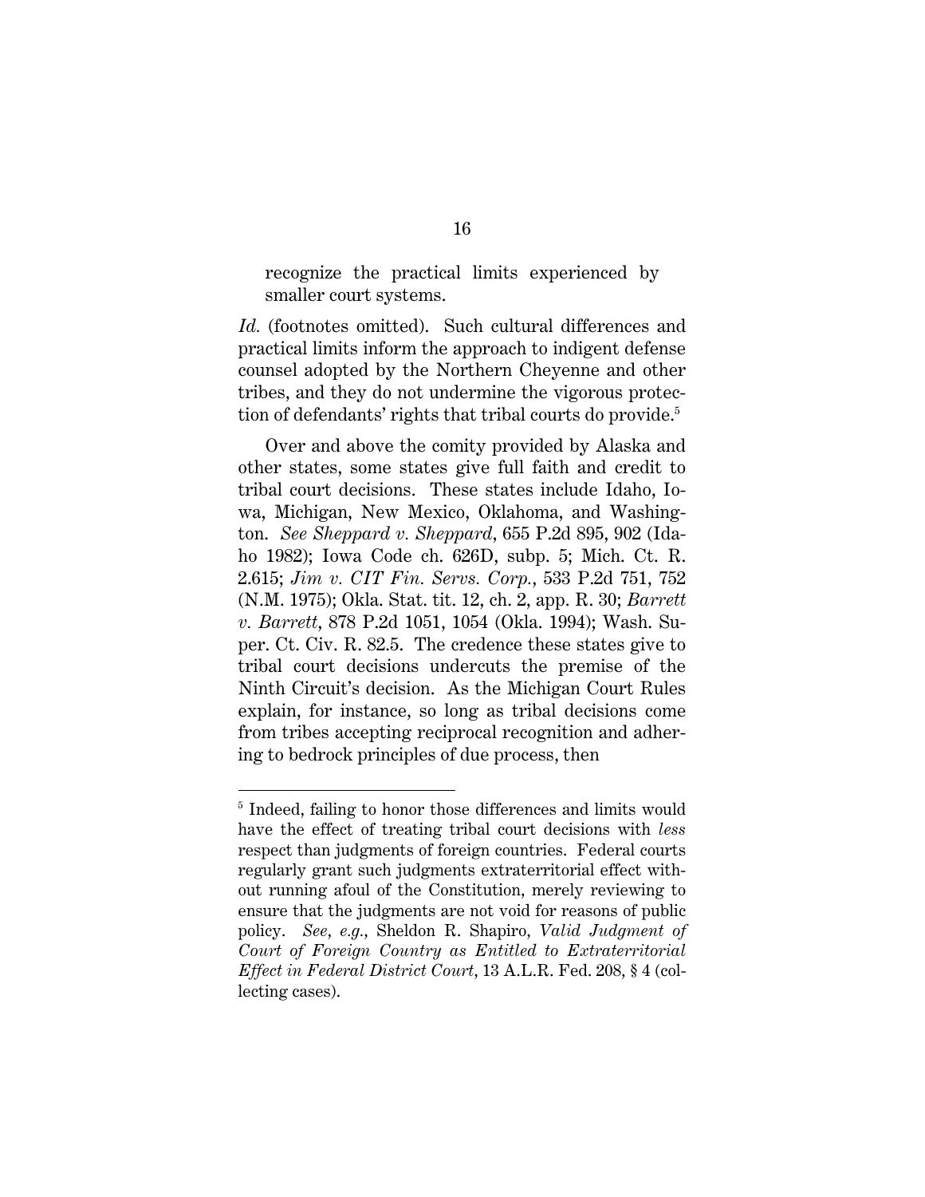> recognize the practical limits experienced by smaller court systems.

*Id.* (footnotes omitted). Such cultural differences and practical limits inform the approach to indigent defense counsel adopted by the Northern Cheyenne and other tribes, and they do not undermine the vigorous protection of defendants' rights that tribal courts do provide.[5]

Over and above the comity provided by Alaska and other states, some states give full faith and credit to tribal court decisions. These states include Idaho, Iowa, Michigan, New Mexico, Oklahoma, and Washington. *See Sheppard v. Sheppard*, 655 P.2d 895, 902 (Idaho 1982); Iowa Code ch. 626D, subp. 5; Mich. Ct. R. 2.615; *Jim v. CIT Fin. Servs. Corp.*, 533 P.2d 751, 752 (N.M. 1975); Okla. Stat. tit. 12, ch. 2, app. R. 30; *Barrett v. Barrett*, 878 P.2d 1051, 1054 (Okla. 1994); Wash. Super. Ct. Civ. R. 82.5. The credence these states give to tribal court decisions undercuts the premise of the Ninth Circuit's decision. As the Michigan Court Rules explain, for instance, so long as tribal decisions come from tribes accepting reciprocal recognition and adhering to bedrock principles of due process, then

---

[5] Indeed, failing to honor those differences and limits would have the effect of treating tribal court decisions with *less* respect than judgments of foreign countries. Federal courts regularly grant such judgments extraterritorial effect without running afoul of the Constitution, merely reviewing to ensure that the judgments are not void for reasons of public policy. *See, e.g.*, Sheldon R. Shapiro, *Valid Judgment of Court of Foreign Country as Entitled to Extraterritorial Effect in Federal District Court*, 13 A.L.R. Fed. 208, § 4 (collecting cases).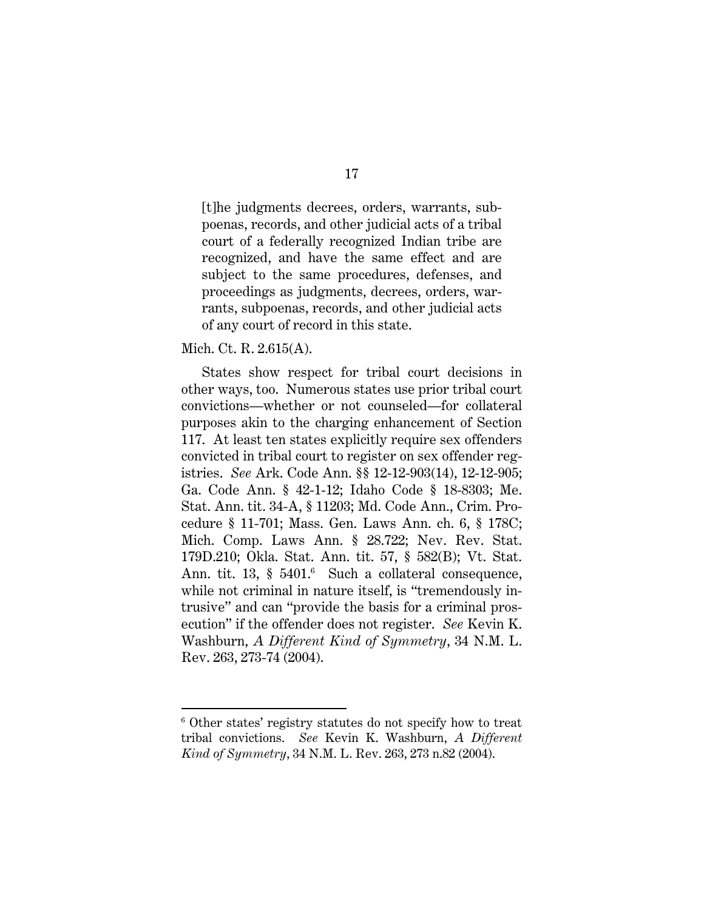> [t]he judgments decrees, orders, warrants, subpoenas, records, and other judicial acts of a tribal court of a federally recognized Indian tribe are recognized, and have the same effect and are subject to the same procedures, defenses, and proceedings as judgments, decrees, orders, warrants, subpoenas, records, and other judicial acts of any court of record in this state.

Mich. Ct. R. 2.615(A).

States show respect for tribal court decisions in other ways, too. Numerous states use prior tribal court convictions—whether or not counseled—for collateral purposes akin to the charging enhancement of Section 117. At least ten states explicitly require sex offenders convicted in tribal court to register on sex offender registries. *See* Ark. Code Ann. §§ 12-12-903(14), 12-12-905; Ga. Code Ann. § 42-1-12; Idaho Code § 18-8303; Me. Stat. Ann. tit. 34-A, § 11203; Md. Code Ann., Crim. Procedure § 11-701; Mass. Gen. Laws Ann. ch. 6, § 178C; Mich. Comp. Laws Ann. § 28.722; Nev. Rev. Stat. 179D.210; Okla. Stat. Ann. tit. 57, § 582(B); Vt. Stat. Ann. tit. 13, § 5401.[6] Such a collateral consequence, while not criminal in nature itself, is "tremendously intrusive" and can "provide the basis for a criminal prosecution" if the offender does not register. *See* Kevin K. Washburn, *A Different Kind of Symmetry*, 34 N.M. L. Rev. 263, 273-74 (2004).

---

[6] Other states' registry statutes do not specify how to treat tribal convictions. *See* Kevin K. Washburn, *A Different Kind of Symmetry*, 34 N.M. L. Rev. 263, 273 n.82 (2004).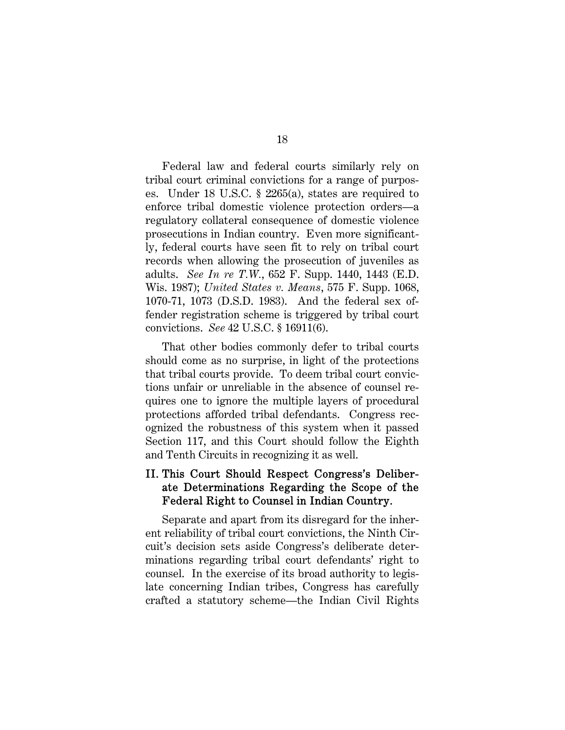Federal law and federal courts similarly rely on tribal court criminal convictions for a range of purposes. Under 18 U.S.C. § 2265(a), states are required to enforce tribal domestic violence protection orders—a regulatory collateral consequence of domestic violence prosecutions in Indian country. Even more significantly, federal courts have seen fit to rely on tribal court records when allowing the prosecution of juveniles as adults. *See In re T.W.*, 652 F. Supp. 1440, 1443 (E.D. Wis. 1987); *United States v. Means*, 575 F. Supp. 1068, 1070-71, 1073 (D.S.D. 1983). And the federal sex offender registration scheme is triggered by tribal court convictions. *See* 42 U.S.C. § 16911(6).

That other bodies commonly defer to tribal courts should come as no surprise, in light of the protections that tribal courts provide. To deem tribal court convictions unfair or unreliable in the absence of counsel requires one to ignore the multiple layers of procedural protections afforded tribal defendants. Congress recognized the robustness of this system when it passed Section 117, and this Court should follow the Eighth and Tenth Circuits in recognizing it as well.

## II. This Court Should Respect Congress's Deliberate Determinations Regarding the Scope of the Federal Right to Counsel in Indian Country.

Separate and apart from its disregard for the inherent reliability of tribal court convictions, the Ninth Circuit's decision sets aside Congress's deliberate determinations regarding tribal court defendants' right to counsel. In the exercise of its broad authority to legislate concerning Indian tribes, Congress has carefully crafted a statutory scheme—the Indian Civil Rights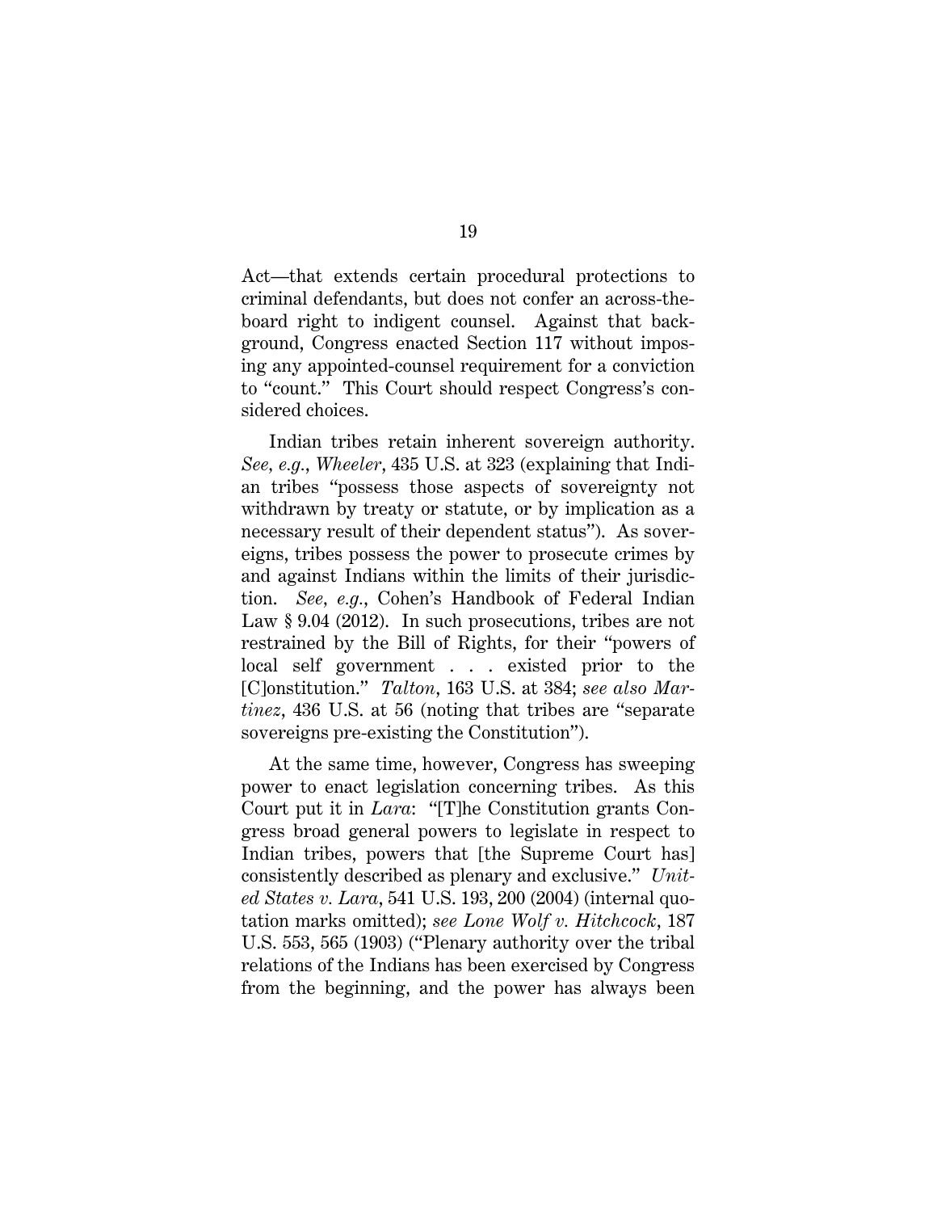Act—that extends certain procedural protections to criminal defendants, but does not confer an across-the-board right to indigent counsel. Against that background, Congress enacted Section 117 without imposing any appointed-counsel requirement for a conviction to "count." This Court should respect Congress's considered choices.

Indian tribes retain inherent sovereign authority. *See, e.g.*, *Wheeler*, 435 U.S. at 323 (explaining that Indian tribes "possess those aspects of sovereignty not withdrawn by treaty or statute, or by implication as a necessary result of their dependent status"). As sovereigns, tribes possess the power to prosecute crimes by and against Indians within the limits of their jurisdiction. *See, e.g.*, Cohen's Handbook of Federal Indian Law § 9.04 (2012). In such prosecutions, tribes are not restrained by the Bill of Rights, for their "powers of local self government . . . existed prior to the [C]onstitution." *Talton*, 163 U.S. at 384; *see also Martinez*, 436 U.S. at 56 (noting that tribes are "separate sovereigns pre-existing the Constitution").

At the same time, however, Congress has sweeping power to enact legislation concerning tribes. As this Court put it in *Lara*: "[T]he Constitution grants Congress broad general powers to legislate in respect to Indian tribes, powers that [the Supreme Court has] consistently described as plenary and exclusive." *United States v. Lara*, 541 U.S. 193, 200 (2004) (internal quotation marks omitted); *see Lone Wolf v. Hitchcock*, 187 U.S. 553, 565 (1903) ("Plenary authority over the tribal relations of the Indians has been exercised by Congress from the beginning, and the power has always been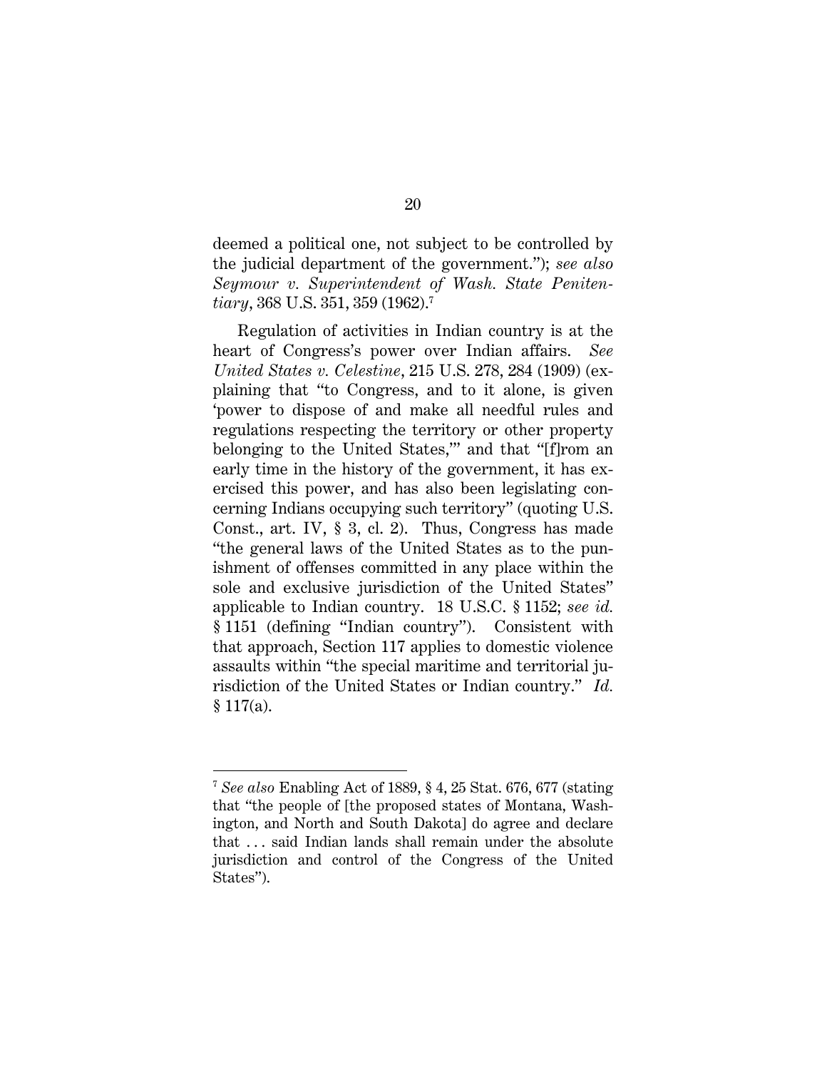deemed a political one, not subject to be controlled by the judicial department of the government."); *see also Seymour v. Superintendent of Wash. State Penitentiary*, 368 U.S. 351, 359 (1962).[7]

Regulation of activities in Indian country is at the heart of Congress's power over Indian affairs. *See United States v. Celestine*, 215 U.S. 278, 284 (1909) (explaining that "to Congress, and to it alone, is given 'power to dispose of and make all needful rules and regulations respecting the territory or other property belonging to the United States,'" and that "[f]rom an early time in the history of the government, it has exercised this power, and has also been legislating concerning Indians occupying such territory" (quoting U.S. Const., art. IV, § 3, cl. 2). Thus, Congress has made "the general laws of the United States as to the punishment of offenses committed in any place within the sole and exclusive jurisdiction of the United States" applicable to Indian country. 18 U.S.C. § 1152; *see id.* § 1151 (defining "Indian country"). Consistent with that approach, Section 117 applies to domestic violence assaults within "the special maritime and territorial jurisdiction of the United States or Indian country." *Id.* § 117(a).

---

[7] *See also* Enabling Act of 1889, § 4, 25 Stat. 676, 677 (stating that "the people of [the proposed states of Montana, Washington, and North and South Dakota] do agree and declare that . . . said Indian lands shall remain under the absolute jurisdiction and control of the Congress of the United States").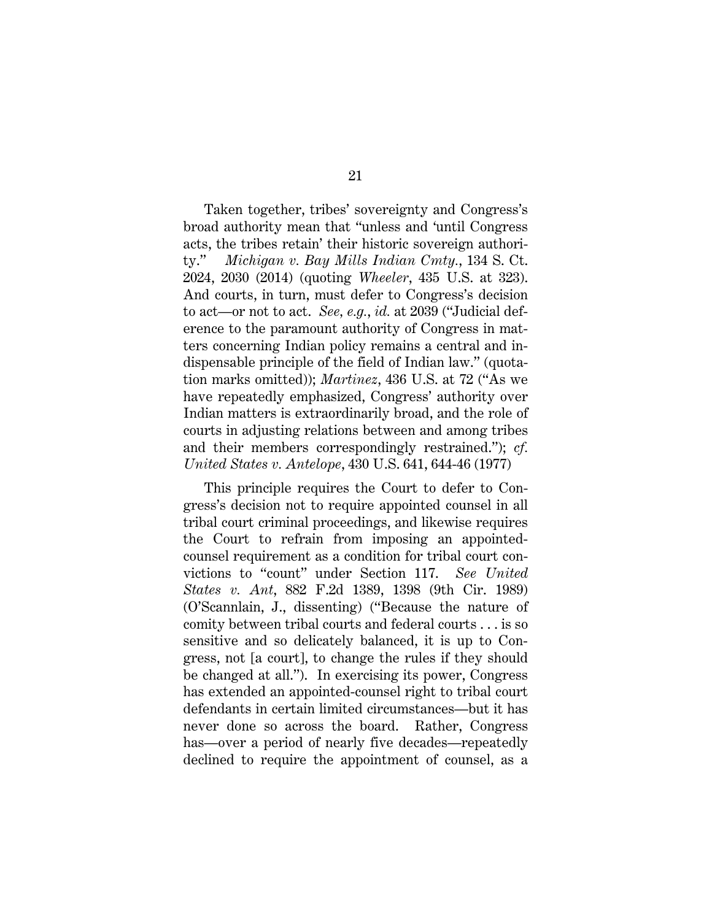Taken together, tribes' sovereignty and Congress's broad authority mean that "unless and 'until Congress acts, the tribes retain' their historic sovereign authority." *Michigan v. Bay Mills Indian Cmty.*, 134 S. Ct. 2024, 2030 (2014) (quoting *Wheeler*, 435 U.S. at 323). And courts, in turn, must defer to Congress's decision to act—or not to act. *See, e.g.*, *id.* at 2039 ("Judicial deference to the paramount authority of Congress in matters concerning Indian policy remains a central and indispensable principle of the field of Indian law." (quotation marks omitted)); *Martinez*, 436 U.S. at 72 ("As we have repeatedly emphasized, Congress' authority over Indian matters is extraordinarily broad, and the role of courts in adjusting relations between and among tribes and their members correspondingly restrained."); *cf. United States v. Antelope*, 430 U.S. 641, 644-46 (1977)

This principle requires the Court to defer to Congress's decision not to require appointed counsel in all tribal court criminal proceedings, and likewise requires the Court to refrain from imposing an appointed-counsel requirement as a condition for tribal court convictions to "count" under Section 117. *See United States v. Ant*, 882 F.2d 1389, 1398 (9th Cir. 1989) (O'Scannlain, J., dissenting) ("Because the nature of comity between tribal courts and federal courts . . . is so sensitive and so delicately balanced, it is up to Congress, not [a court], to change the rules if they should be changed at all."). In exercising its power, Congress has extended an appointed-counsel right to tribal court defendants in certain limited circumstances—but it has never done so across the board. Rather, Congress has—over a period of nearly five decades—repeatedly declined to require the appointment of counsel, as a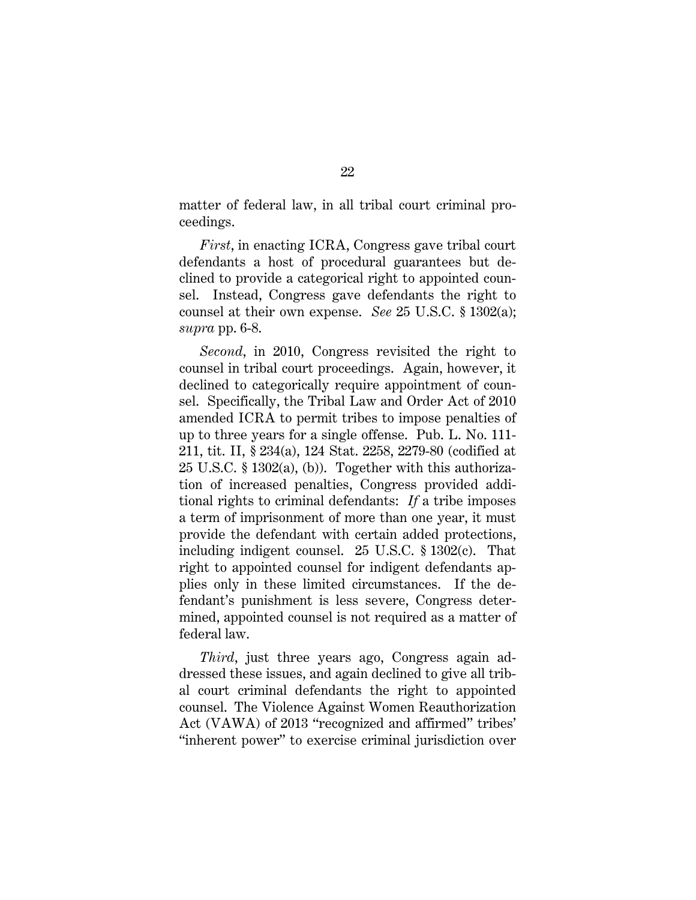matter of federal law, in all tribal court criminal proceedings.

*First*, in enacting ICRA, Congress gave tribal court defendants a host of procedural guarantees but declined to provide a categorical right to appointed counsel. Instead, Congress gave defendants the right to counsel at their own expense. *See* 25 U.S.C. § 1302(a); *supra* pp. 6-8.

*Second*, in 2010, Congress revisited the right to counsel in tribal court proceedings. Again, however, it declined to categorically require appointment of counsel. Specifically, the Tribal Law and Order Act of 2010 amended ICRA to permit tribes to impose penalties of up to three years for a single offense. Pub. L. No. 111-211, tit. II, § 234(a), 124 Stat. 2258, 2279-80 (codified at 25 U.S.C. § 1302(a), (b)). Together with this authorization of increased penalties, Congress provided additional rights to criminal defendants: *If* a tribe imposes a term of imprisonment of more than one year, it must provide the defendant with certain added protections, including indigent counsel. 25 U.S.C. § 1302(c). That right to appointed counsel for indigent defendants applies only in these limited circumstances. If the defendant's punishment is less severe, Congress determined, appointed counsel is not required as a matter of federal law.

*Third*, just three years ago, Congress again addressed these issues, and again declined to give all tribal court criminal defendants the right to appointed counsel. The Violence Against Women Reauthorization Act (VAWA) of 2013 "recognized and affirmed" tribes' "inherent power" to exercise criminal jurisdiction over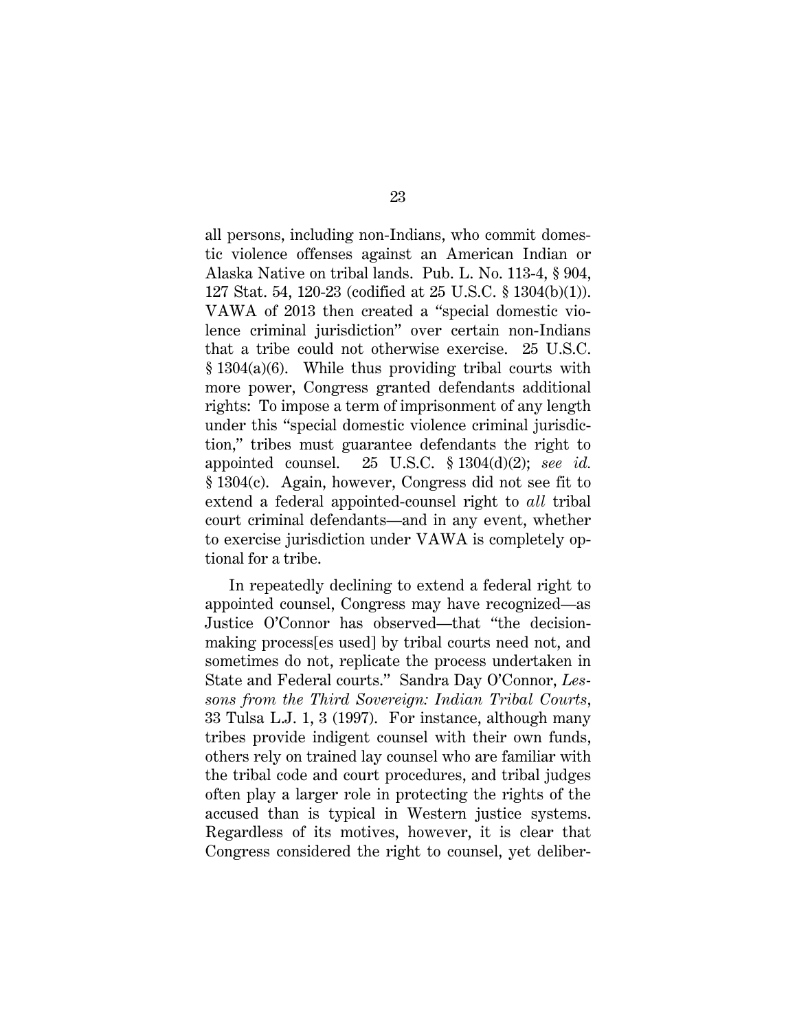all persons, including non-Indians, who commit domestic violence offenses against an American Indian or Alaska Native on tribal lands. Pub. L. No. 113-4, § 904, 127 Stat. 54, 120-23 (codified at 25 U.S.C. § 1304(b)(1)). VAWA of 2013 then created a "special domestic violence criminal jurisdiction" over certain non-Indians that a tribe could not otherwise exercise. 25 U.S.C. § 1304(a)(6). While thus providing tribal courts with more power, Congress granted defendants additional rights: To impose a term of imprisonment of any length under this "special domestic violence criminal jurisdiction," tribes must guarantee defendants the right to appointed counsel. 25 U.S.C. § 1304(d)(2); *see id.* § 1304(c). Again, however, Congress did not see fit to extend a federal appointed-counsel right to *all* tribal court criminal defendants—and in any event, whether to exercise jurisdiction under VAWA is completely optional for a tribe.

In repeatedly declining to extend a federal right to appointed counsel, Congress may have recognized—as Justice O'Connor has observed—that "the decision-making process[es used] by tribal courts need not, and sometimes do not, replicate the process undertaken in State and Federal courts." Sandra Day O'Connor, *Lessons from the Third Sovereign: Indian Tribal Courts*, 33 Tulsa L.J. 1, 3 (1997). For instance, although many tribes provide indigent counsel with their own funds, others rely on trained lay counsel who are familiar with the tribal code and court procedures, and tribal judges often play a larger role in protecting the rights of the accused than is typical in Western justice systems. Regardless of its motives, however, it is clear that Congress considered the right to counsel, yet deliber-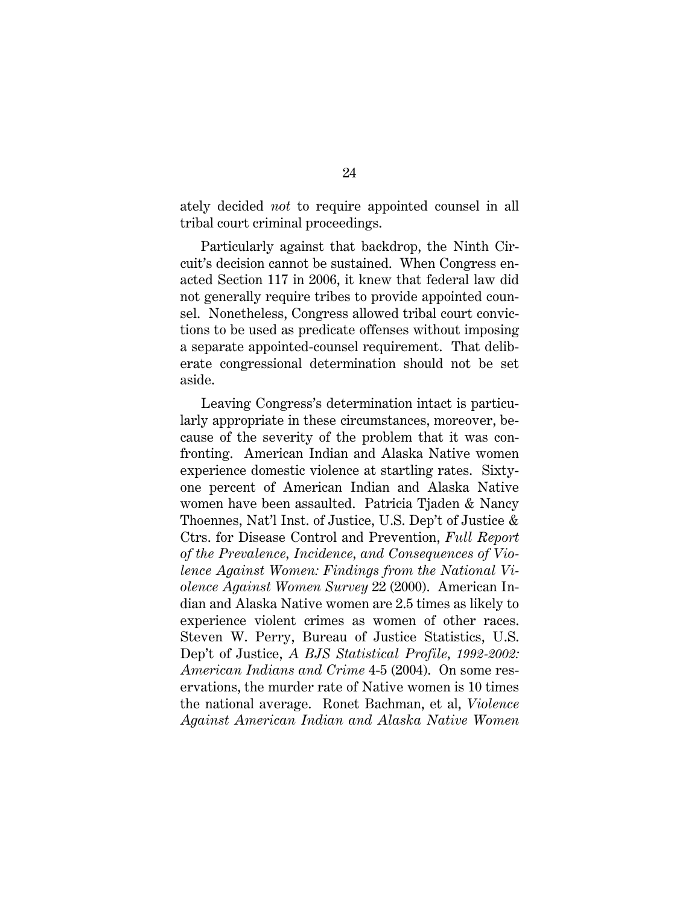ately decided *not* to require appointed counsel in all tribal court criminal proceedings.

Particularly against that backdrop, the Ninth Circuit's decision cannot be sustained. When Congress enacted Section 117 in 2006, it knew that federal law did not generally require tribes to provide appointed counsel. Nonetheless, Congress allowed tribal court convictions to be used as predicate offenses without imposing a separate appointed-counsel requirement. That deliberate congressional determination should not be set aside.

Leaving Congress's determination intact is particularly appropriate in these circumstances, moreover, because of the severity of the problem that it was confronting. American Indian and Alaska Native women experience domestic violence at startling rates. Sixty-one percent of American Indian and Alaska Native women have been assaulted. Patricia Tjaden & Nancy Thoennes, Nat'l Inst. of Justice, U.S. Dep't of Justice & Ctrs. for Disease Control and Prevention, *Full Report of the Prevalence, Incidence, and Consequences of Violence Against Women: Findings from the National Violence Against Women Survey* 22 (2000). American Indian and Alaska Native women are 2.5 times as likely to experience violent crimes as women of other races. Steven W. Perry, Bureau of Justice Statistics, U.S. Dep't of Justice, *A BJS Statistical Profile, 1992-2002: American Indians and Crime* 4-5 (2004). On some reservations, the murder rate of Native women is 10 times the national average. Ronet Bachman, et al, *Violence Against American Indian and Alaska Native Women*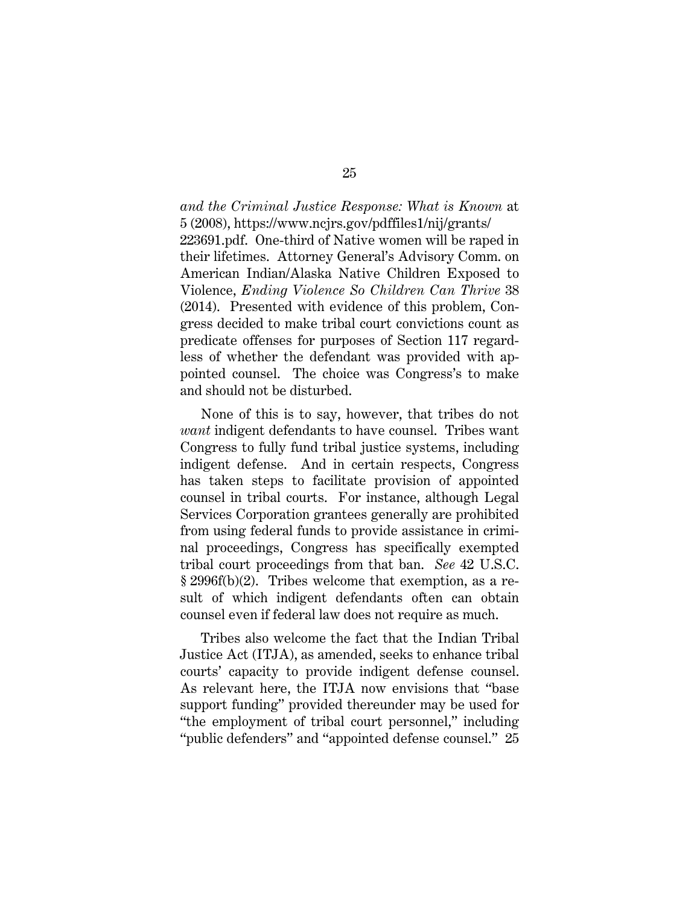*and the Criminal Justice Response: What is Known* at 5 (2008), https://www.ncjrs.gov/pdffiles1/nij/grants/223691.pdf. One-third of Native women will be raped in their lifetimes. Attorney General's Advisory Comm. on American Indian/Alaska Native Children Exposed to Violence, *Ending Violence So Children Can Thrive* 38 (2014). Presented with evidence of this problem, Congress decided to make tribal court convictions count as predicate offenses for purposes of Section 117 regardless of whether the defendant was provided with appointed counsel. The choice was Congress's to make and should not be disturbed.

None of this is to say, however, that tribes do not *want* indigent defendants to have counsel. Tribes want Congress to fully fund tribal justice systems, including indigent defense. And in certain respects, Congress has taken steps to facilitate provision of appointed counsel in tribal courts. For instance, although Legal Services Corporation grantees generally are prohibited from using federal funds to provide assistance in criminal proceedings, Congress has specifically exempted tribal court proceedings from that ban. *See* 42 U.S.C. § 2996f(b)(2). Tribes welcome that exemption, as a result of which indigent defendants often can obtain counsel even if federal law does not require as much.

Tribes also welcome the fact that the Indian Tribal Justice Act (ITJA), as amended, seeks to enhance tribal courts' capacity to provide indigent defense counsel. As relevant here, the ITJA now envisions that "base support funding" provided thereunder may be used for "the employment of tribal court personnel," including "public defenders" and "appointed defense counsel." 25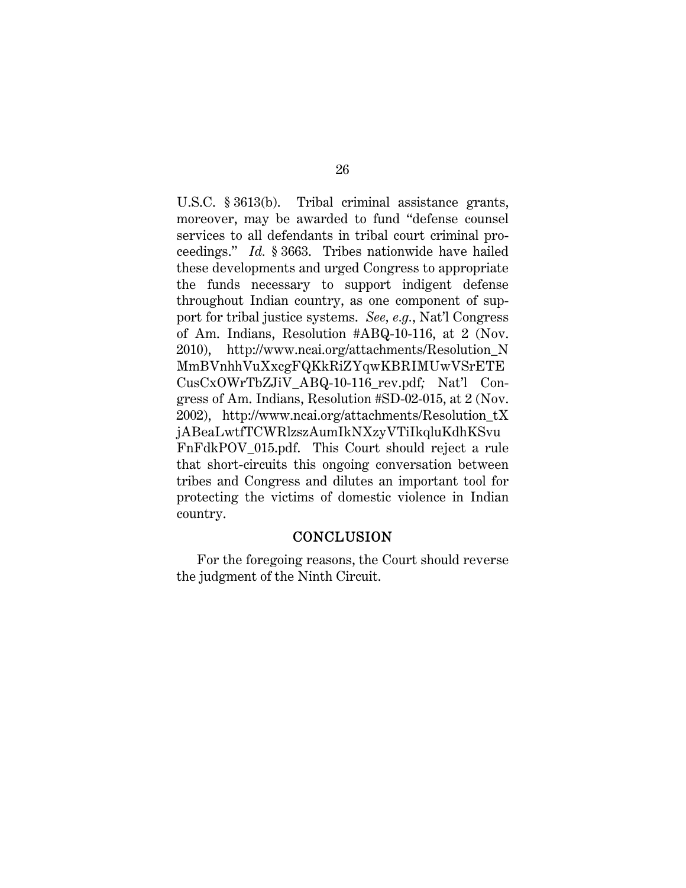U.S.C. § 3613(b). Tribal criminal assistance grants, moreover, may be awarded to fund "defense counsel services to all defendants in tribal court criminal proceedings." *Id.* § 3663. Tribes nationwide have hailed these developments and urged Congress to appropriate the funds necessary to support indigent defense throughout Indian country, as one component of support for tribal justice systems. *See, e.g.*, Nat'l Congress of Am. Indians, Resolution #ABQ-10-116, at 2 (Nov. 2010), http://www.ncai.org/attachments/Resolution_NMmBVnhhVuXxcgFQKkRiZYqwKBRIMUwVSrETECusCxOWrTbZJiV_ABQ-10-116_rev.pdf; Nat'l Congress of Am. Indians, Resolution #SD-02-015, at 2 (Nov. 2002), http://www.ncai.org/attachments/Resolution_tXjABeaLwtfTCWRlzszAumIkNXzyVTiIkqluKdhKSvuFnFdkPOV_015.pdf. This Court should reject a rule that short-circuits this ongoing conversation between tribes and Congress and dilutes an important tool for protecting the victims of domestic violence in Indian country.

## CONCLUSION

For the foregoing reasons, the Court should reverse the judgment of the Ninth Circuit.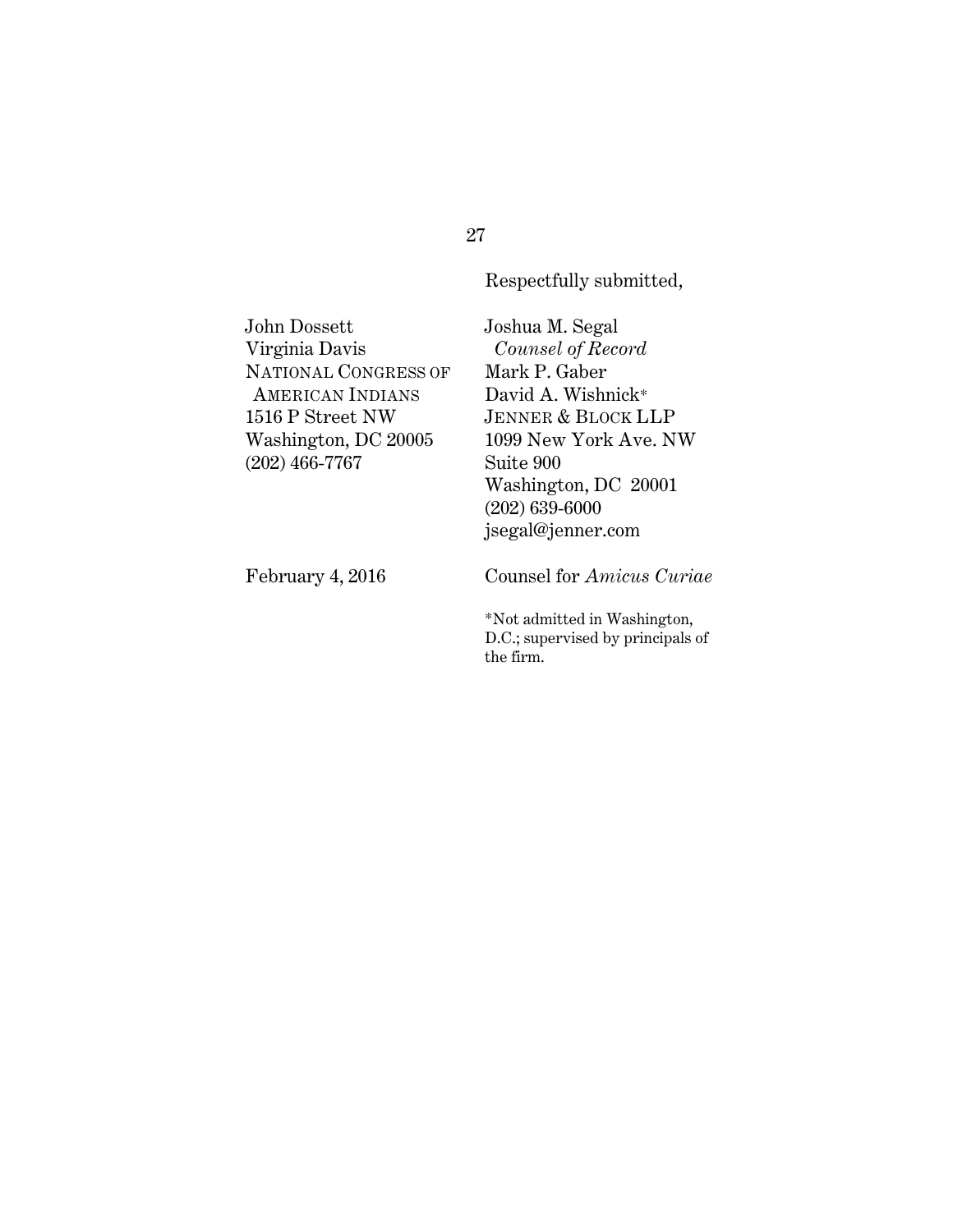Respectfully submitted,

John Dossett
Virginia Davis
NATIONAL CONGRESS OF AMERICAN INDIANS
1516 P Street NW
Washington, DC 20005
(202) 466-7767

Joshua M. Segal
*Counsel of Record*
Mark P. Gaber
David A. Wishnick*
JENNER & BLOCK LLP
1099 New York Ave. NW
Suite 900
Washington, DC 20001
(202) 639-6000
jsegal@jenner.com

February 4, 2016

Counsel for *Amicus Curiae*

*Not admitted in Washington, D.C.; supervised by principals of the firm.